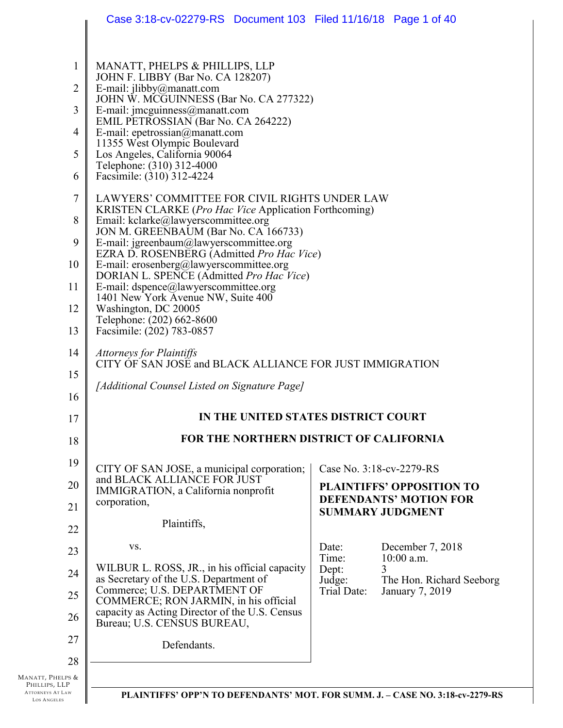MANATT, PHELPS & PHILLIPS, LLP
JOHN F. LIBBY (Bar No. CA 128207)
E-mail: jlibby@manatt.com
JOHN W. MCGUINNESS (Bar No. CA 277322)
E-mail: jmcguinness@manatt.com
EMIL PETROSSIAN (Bar No. CA 264222)
E-mail: epetrossian@manatt.com
11355 West Olympic Boulevard
Los Angeles, California 90064
Telephone: (310) 312-4000
Facsimile: (310) 312-4224

LAWYERS' COMMITTEE FOR CIVIL RIGHTS UNDER LAW
KRISTEN CLARKE (*Pro Hac Vice* Application Forthcoming)
Email: kclarke@lawyerscommittee.org
JON M. GREENBAUM (Bar No. CA 166733)
E-mail: jgreenbaum@lawyerscommittee.org
EZRA D. ROSENBERG (Admitted *Pro Hac Vice*)
E-mail: erosenberg@lawyerscommittee.org
DORIAN L. SPENCE (Admitted *Pro Hac Vice*)
E-mail: dspence@lawyerscommittee.org
1401 New York Avenue NW, Suite 400
Washington, DC 20005
Telephone: (202) 662-8600
Facsimile: (202) 783-0857

*Attorneys for Plaintiffs*
CITY OF SAN JOSE and BLACK ALLIANCE FOR JUST IMMIGRATION

*[Additional Counsel Listed on Signature Page]*

**IN THE UNITED STATES DISTRICT COURT**

**FOR THE NORTHERN DISTRICT OF CALIFORNIA**

CITY OF SAN JOSE, a municipal corporation; and BLACK ALLIANCE FOR JUST IMMIGRATION, a California nonprofit corporation,

Plaintiffs,

vs.

WILBUR L. ROSS, JR., in his official capacity as Secretary of the U.S. Department of Commerce; U.S. DEPARTMENT OF COMMERCE; RON JARMIN, in his official capacity as Acting Director of the U.S. Census Bureau; U.S. CENSUS BUREAU,

Defendants.

Case No. 3:18-cv-2279-RS

**PLAINTIFFS' OPPOSITION TO DEFENDANTS' MOTION FOR SUMMARY JUDGMENT**

| | |
|---|---|
| Date: | December 7, 2018 |
| Time: | 10:00 a.m. |
| Dept: | 3 |
| Judge: | The Hon. Richard Seeborg |
| Trial Date: | January 7, 2019 |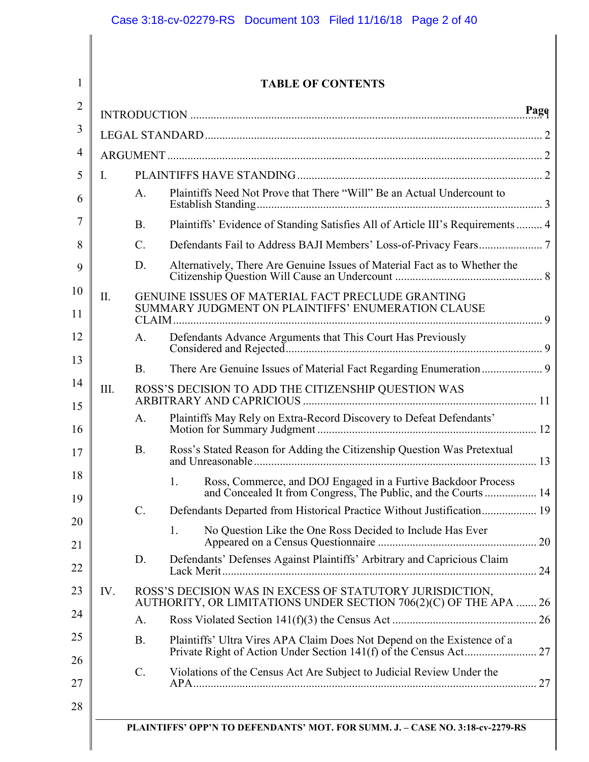# TABLE OF CONTENTS

| | Page |
|---|---|
| INTRODUCTION | 1 |
| LEGAL STANDARD | 2 |
| ARGUMENT | 2 |
| I. PLAINTIFFS HAVE STANDING | 2 |
| A. Plaintiffs Need Not Prove that There "Will" Be an Actual Undercount to Establish Standing | 3 |
| B. Plaintiffs' Evidence of Standing Satisfies All of Article III's Requirements | 4 |
| C. Defendants Fail to Address BAJI Members' Loss-of-Privacy Fears | 7 |
| D. Alternatively, There Are Genuine Issues of Material Fact as to Whether the Citizenship Question Will Cause an Undercount | 8 |
| II. GENUINE ISSUES OF MATERIAL FACT PRECLUDE GRANTING SUMMARY JUDGMENT ON PLAINTIFFS' ENUMERATION CLAUSE CLAIM | 9 |
| A. Defendants Advance Arguments that This Court Has Previously Considered and Rejected | 9 |
| B. There Are Genuine Issues of Material Fact Regarding Enumeration | 9 |
| III. ROSS'S DECISION TO ADD THE CITIZENSHIP QUESTION WAS ARBITRARY AND CAPRICIOUS | 11 |
| A. Plaintiffs May Rely on Extra-Record Discovery to Defeat Defendants' Motion for Summary Judgment | 12 |
| B. Ross's Stated Reason for Adding the Citizenship Question Was Pretextual and Unreasonable | 13 |
| 1. Ross, Commerce, and DOJ Engaged in a Furtive Backdoor Process and Concealed It from Congress, The Public, and the Courts | 14 |
| C. Defendants Departed from Historical Practice Without Justification | 19 |
| 1. No Question Like the One Ross Decided to Include Has Ever Appeared on a Census Questionnaire | 20 |
| D. Defendants' Defenses Against Plaintiffs' Arbitrary and Capricious Claim Lack Merit | 24 |
| IV. ROSS'S DECISION WAS IN EXCESS OF STATUTORY JURISDICTION, AUTHORITY, OR LIMITATIONS UNDER SECTION 706(2)(C) OF THE APA | 26 |
| A. Ross Violated Section 141(f)(3) the Census Act | 26 |
| B. Plaintiffs' Ultra Vires APA Claim Does Not Depend on the Existence of a Private Right of Action Under Section 141(f) of the Census Act | 27 |
| C. Violations of the Census Act Are Subject to Judicial Review Under the APA | 27 |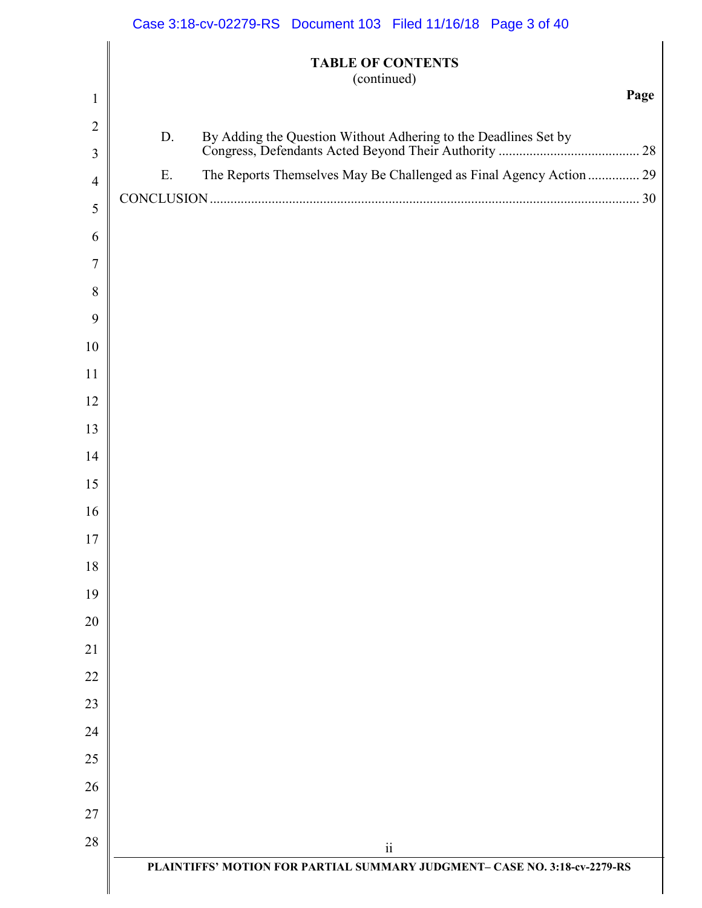## TABLE OF CONTENTS
(continued)

**Page**

D. By Adding the Question Without Adhering to the Deadlines Set by Congress, Defendants Acted Beyond Their Authority ........................................ 28

E. The Reports Themselves May Be Challenged as Final Agency Action .............. 29

CONCLUSION ........................................................................................................... 30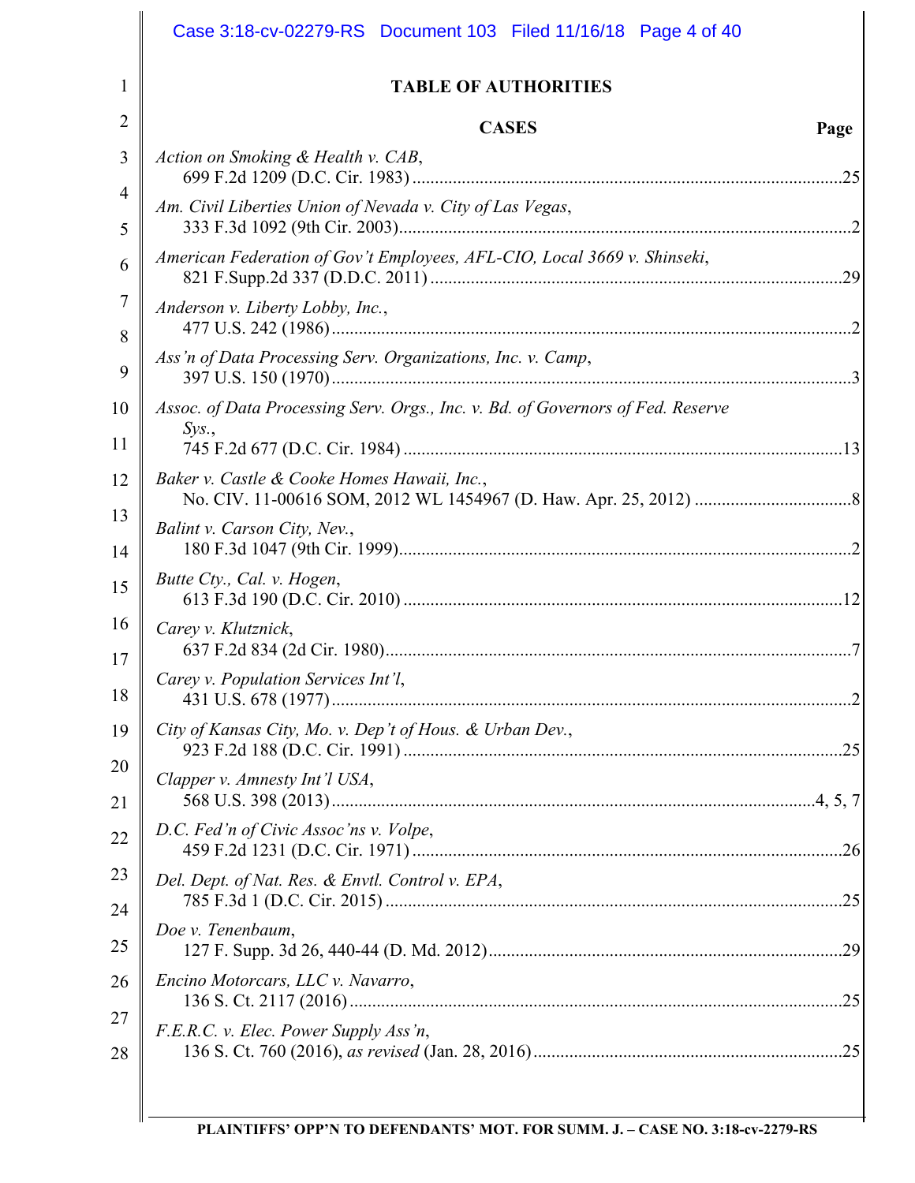# TABLE OF AUTHORITIES

## CASES

| Case | Page |
|---|---|
| *Action on Smoking & Health v. CAB*, 699 F.2d 1209 (D.C. Cir. 1983) | 25 |
| *Am. Civil Liberties Union of Nevada v. City of Las Vegas*, 333 F.3d 1092 (9th Cir. 2003) | 2 |
| *American Federation of Gov't Employees, AFL-CIO, Local 3669 v. Shinseki*, 821 F.Supp.2d 337 (D.D.C. 2011) | 29 |
| *Anderson v. Liberty Lobby, Inc.*, 477 U.S. 242 (1986) | 2 |
| *Ass'n of Data Processing Serv. Organizations, Inc. v. Camp*, 397 U.S. 150 (1970) | 3 |
| *Assoc. of Data Processing Serv. Orgs., Inc. v. Bd. of Governors of Fed. Reserve Sys.*, 745 F.2d 677 (D.C. Cir. 1984) | 13 |
| *Baker v. Castle & Cooke Homes Hawaii, Inc.*, No. CIV. 11-00616 SOM, 2012 WL 1454967 (D. Haw. Apr. 25, 2012) | 8 |
| *Balint v. Carson City, Nev.*, 180 F.3d 1047 (9th Cir. 1999) | 2 |
| *Butte Cty., Cal. v. Hogen*, 613 F.3d 190 (D.C. Cir. 2010) | 12 |
| *Carey v. Klutznick*, 637 F.2d 834 (2d Cir. 1980) | 7 |
| *Carey v. Population Services Int'l*, 431 U.S. 678 (1977) | 2 |
| *City of Kansas City, Mo. v. Dep't of Hous. & Urban Dev.*, 923 F.2d 188 (D.C. Cir. 1991) | 25 |
| *Clapper v. Amnesty Int'l USA*, 568 U.S. 398 (2013) | 4, 5, 7 |
| *D.C. Fed'n of Civic Assoc'ns v. Volpe*, 459 F.2d 1231 (D.C. Cir. 1971) | 26 |
| *Del. Dept. of Nat. Res. & Envtl. Control v. EPA*, 785 F.3d 1 (D.C. Cir. 2015) | 25 |
| *Doe v. Tenenbaum*, 127 F. Supp. 3d 26, 440-44 (D. Md. 2012) | 29 |
| *Encino Motorcars, LLC v. Navarro*, 136 S. Ct. 2117 (2016) | 25 |
| *F.E.R.C. v. Elec. Power Supply Ass'n*, 136 S. Ct. 760 (2016), *as revised* (Jan. 28, 2016) | 25 |

PLAINTIFFS' OPP'N TO DEFENDANTS' MOT. FOR SUMM. J. – CASE NO. 3:18-cv-2279-RS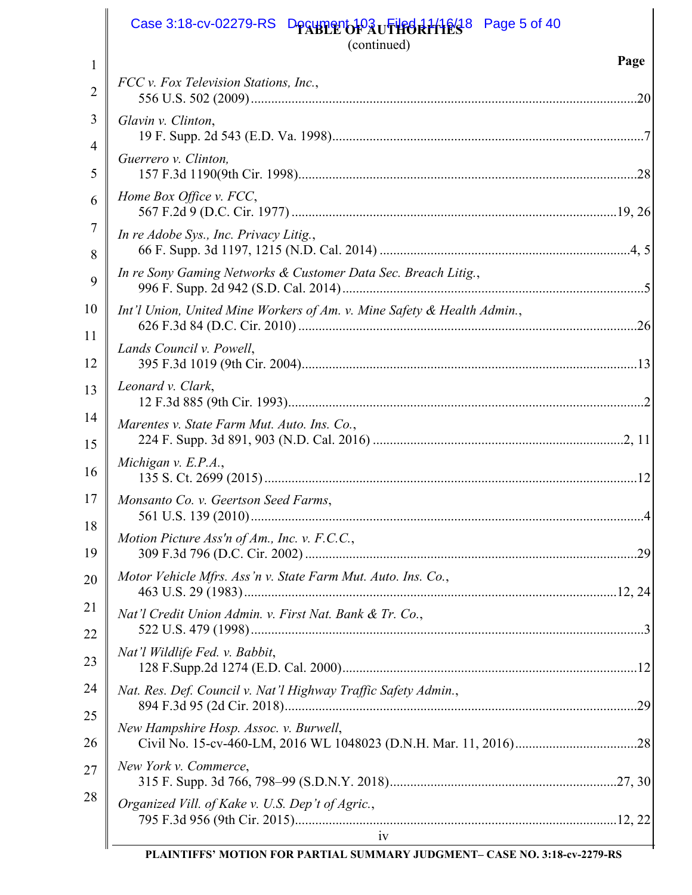**TABLE OF AUTHORITIES**
(continued)

| | Page |
|---|---|
| *FCC v. Fox Television Stations, Inc.*, 556 U.S. 502 (2009) | 20 |
| *Glavin v. Clinton*, 19 F. Supp. 2d 543 (E.D. Va. 1998) | 7 |
| *Guerrero v. Clinton*, 157 F.3d 1190(9th Cir. 1998) | 28 |
| *Home Box Office v. FCC*, 567 F.2d 9 (D.C. Cir. 1977) | 19, 26 |
| *In re Adobe Sys., Inc. Privacy Litig.*, 66 F. Supp. 3d 1197, 1215 (N.D. Cal. 2014) | 4, 5 |
| *In re Sony Gaming Networks & Customer Data Sec. Breach Litig.*, 996 F. Supp. 2d 942 (S.D. Cal. 2014) | 5 |
| *Int'l Union, United Mine Workers of Am. v. Mine Safety & Health Admin.*, 626 F.3d 84 (D.C. Cir. 2010) | 26 |
| *Lands Council v. Powell*, 395 F.3d 1019 (9th Cir. 2004) | 13 |
| *Leonard v. Clark*, 12 F.3d 885 (9th Cir. 1993) | 2 |
| *Marentes v. State Farm Mut. Auto. Ins. Co.*, 224 F. Supp. 3d 891, 903 (N.D. Cal. 2016) | 2, 11 |
| *Michigan v. E.P.A.*, 135 S. Ct. 2699 (2015) | 12 |
| *Monsanto Co. v. Geertson Seed Farms*, 561 U.S. 139 (2010) | 4 |
| *Motion Picture Ass'n of Am., Inc. v. F.C.C.*, 309 F.3d 796 (D.C. Cir. 2002) | 29 |
| *Motor Vehicle Mfrs. Ass'n v. State Farm Mut. Auto. Ins. Co.*, 463 U.S. 29 (1983) | 12, 24 |
| *Nat'l Credit Union Admin. v. First Nat. Bank & Tr. Co.*, 522 U.S. 479 (1998) | 3 |
| *Nat'l Wildlife Fed. v. Babbit*, 128 F.Supp.2d 1274 (E.D. Cal. 2000) | 12 |
| *Nat. Res. Def. Council v. Nat'l Highway Traffic Safety Admin.*, 894 F.3d 95 (2d Cir. 2018) | 29 |
| *New Hampshire Hosp. Assoc. v. Burwell*, Civil No. 15-cv-460-LM, 2016 WL 1048023 (D.N.H. Mar. 11, 2016) | 28 |
| *New York v. Commerce*, 315 F. Supp. 3d 766, 798–99 (S.D.N.Y. 2018) | 27, 30 |
| *Organized Vill. of Kake v. U.S. Dep't of Agric.*, 795 F.3d 956 (9th Cir. 2015) | 12, 22 |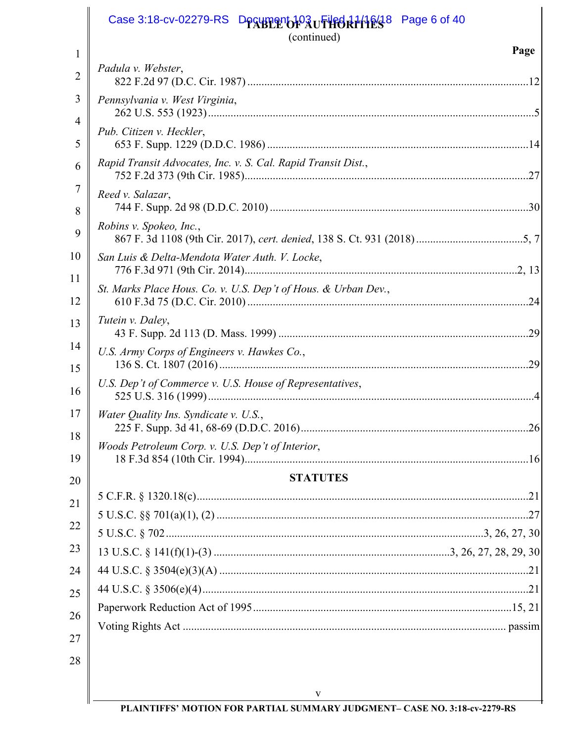**TABLE OF AUTHORITIES**
(continued)

**Page**

*Padula v. Webster*,
822 F.2d 97 (D.C. Cir. 1987) ....................................................................................................12

*Pennsylvania v. West Virginia*,
262 U.S. 553 (1923) ....................................................................................................................5

*Pub. Citizen v. Heckler*,
653 F. Supp. 1229 (D.D.C. 1986) ..............................................................................................14

*Rapid Transit Advocates, Inc. v. S. Cal. Rapid Transit Dist.*,
752 F.2d 373 (9th Cir. 1985)......................................................................................................27

*Reed v. Salazar*,
744 F. Supp. 2d 98 (D.D.C. 2010) .............................................................................................30

*Robins v. Spokeo, Inc.*,
867 F. 3d 1108 (9th Cir. 2017), *cert. denied*, 138 S. Ct. 931 (2018) ......................................5, 7

*San Luis & Delta-Mendota Water Auth. V. Locke*,
776 F.3d 971 (9th Cir. 2014)..................................................................................................2, 13

*St. Marks Place Hous. Co. v. U.S. Dep't of Hous. & Urban Dev.*,
610 F.3d 75 (D.C. Cir. 2010) .....................................................................................................24

*Tutein v. Daley*,
43 F. Supp. 2d 113 (D. Mass. 1999) ..........................................................................................29

*U.S. Army Corps of Engineers v. Hawkes Co.*,
136 S. Ct. 1807 (2016) ...............................................................................................................29

*U.S. Dep't of Commerce v. U.S. House of Representatives*,
525 U.S. 316 (1999) ....................................................................................................................4

*Water Quality Ins. Syndicate v. U.S.*,
225 F. Supp. 3d 41, 68-69 (D.D.C. 2016)..................................................................................26

*Woods Petroleum Corp. v. U.S. Dep't of Interior*,
18 F.3d 854 (10th Cir. 1994)......................................................................................................16

**STATUTES**

5 C.F.R. § 1320.18(c)......................................................................................................................21

5 U.S.C. §§ 701(a)(1), (2) ...............................................................................................................27

5 U.S.C. § 702................................................................................................................3, 26, 27, 30

13 U.S.C. § 141(f)(1)-(3) ...................................................................................3, 26, 27, 28, 29, 30

44 U.S.C. § 3504(e)(3)(A) ..............................................................................................................21

44 U.S.C. § 3506(e)(4)....................................................................................................................21

Paperwork Reduction Act of 1995.............................................................................................15, 21

Voting Rights Act ................................................................................................................... passim

PLAINTIFFS' MOTION FOR PARTIAL SUMMARY JUDGMENT– CASE NO. 3:18-cv-2279-RS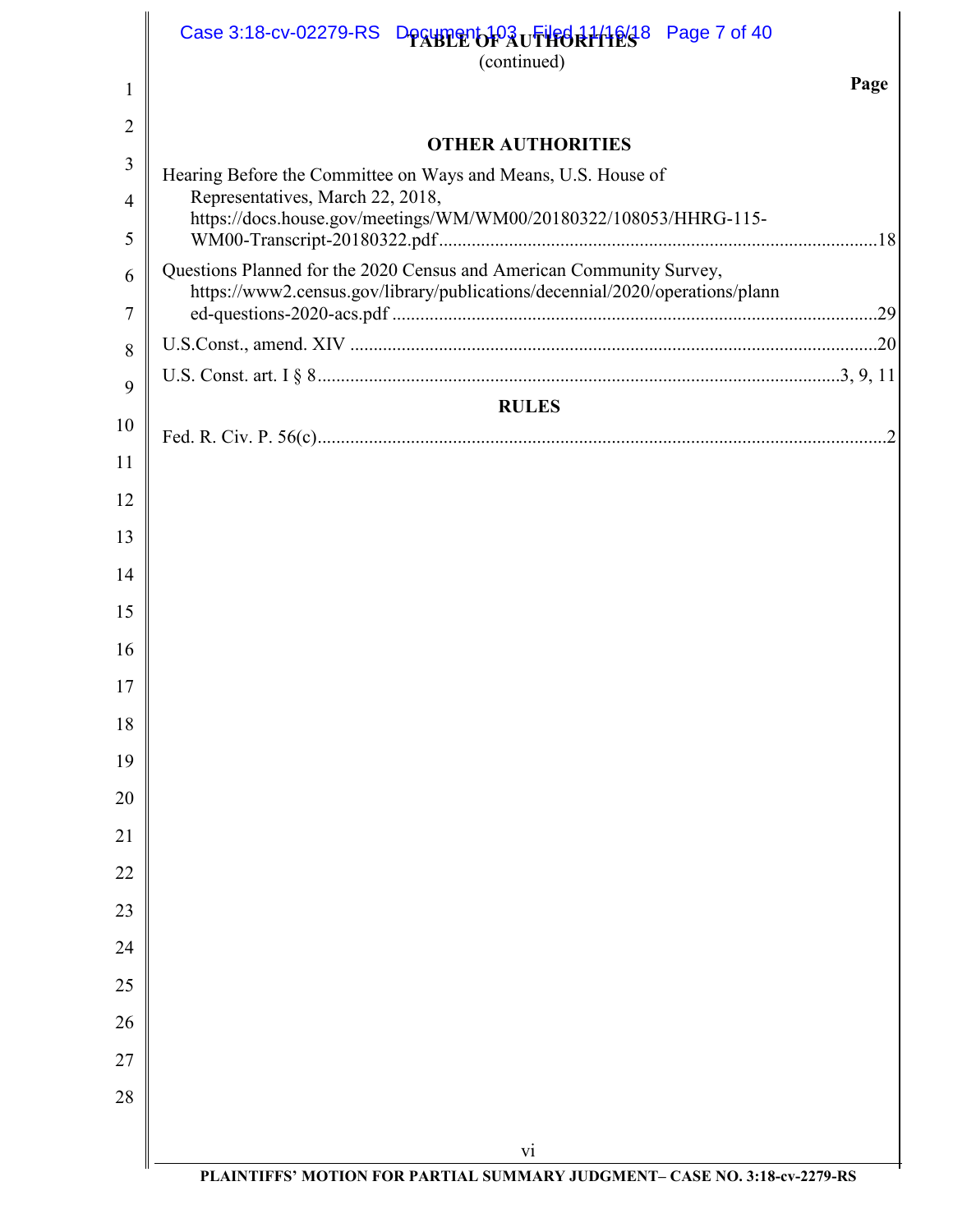**TABLE OF AUTHORITIES**
(continued)

**Page**

**OTHER AUTHORITIES**

Hearing Before the Committee on Ways and Means, U.S. House of Representatives, March 22, 2018, https://docs.house.gov/meetings/WM/WM00/20180322/108053/HHRG-115-WM00-Transcript-20180322.pdf ............................................................................................18

Questions Planned for the 2020 Census and American Community Survey, https://www2.census.gov/library/publications/decennial/2020/operations/planned-questions-2020-acs.pdf ......................................................................................................29

U.S.Const., amend. XIV ................................................................................................................20

U.S. Const. art. I § 8..............................................................................................................3, 9, 11

**RULES**

Fed. R. Civ. P. 56(c)........................................................................................................................2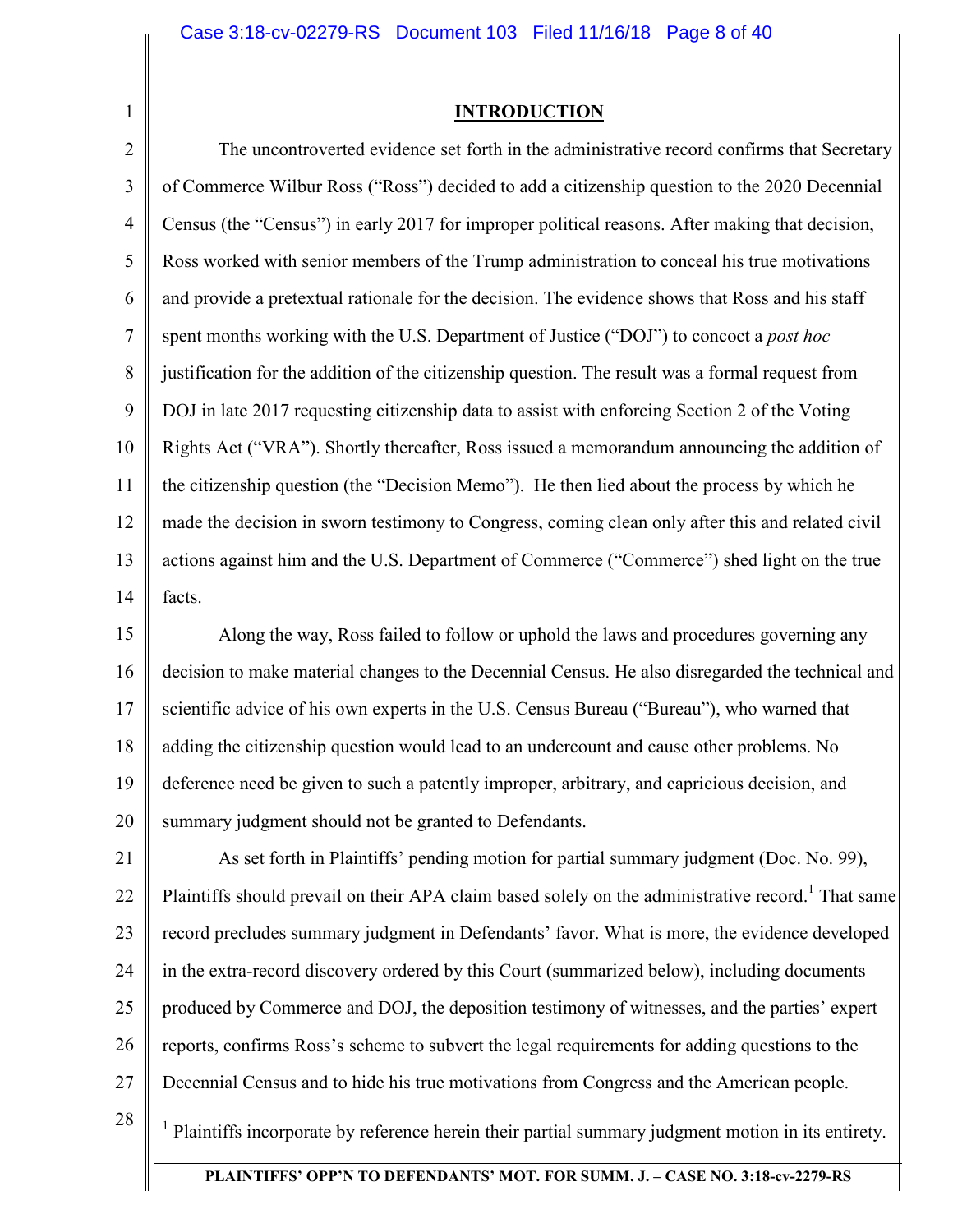## INTRODUCTION

The uncontroverted evidence set forth in the administrative record confirms that Secretary of Commerce Wilbur Ross ("Ross") decided to add a citizenship question to the 2020 Decennial Census (the "Census") in early 2017 for improper political reasons. After making that decision, Ross worked with senior members of the Trump administration to conceal his true motivations and provide a pretextual rationale for the decision. The evidence shows that Ross and his staff spent months working with the U.S. Department of Justice ("DOJ") to concoct a *post hoc* justification for the addition of the citizenship question. The result was a formal request from DOJ in late 2017 requesting citizenship data to assist with enforcing Section 2 of the Voting Rights Act ("VRA"). Shortly thereafter, Ross issued a memorandum announcing the addition of the citizenship question (the "Decision Memo"). He then lied about the process by which he made the decision in sworn testimony to Congress, coming clean only after this and related civil actions against him and the U.S. Department of Commerce ("Commerce") shed light on the true facts.

Along the way, Ross failed to follow or uphold the laws and procedures governing any decision to make material changes to the Decennial Census. He also disregarded the technical and scientific advice of his own experts in the U.S. Census Bureau ("Bureau"), who warned that adding the citizenship question would lead to an undercount and cause other problems. No deference need be given to such a patently improper, arbitrary, and capricious decision, and summary judgment should not be granted to Defendants.

As set forth in Plaintiffs' pending motion for partial summary judgment (Doc. No. 99), Plaintiffs should prevail on their APA claim based solely on the administrative record.[1] That same record precludes summary judgment in Defendants' favor. What is more, the evidence developed in the extra-record discovery ordered by this Court (summarized below), including documents produced by Commerce and DOJ, the deposition testimony of witnesses, and the parties' expert reports, confirms Ross's scheme to subvert the legal requirements for adding questions to the Decennial Census and to hide his true motivations from Congress and the American people.

---

[1] Plaintiffs incorporate by reference herein their partial summary judgment motion in its entirety.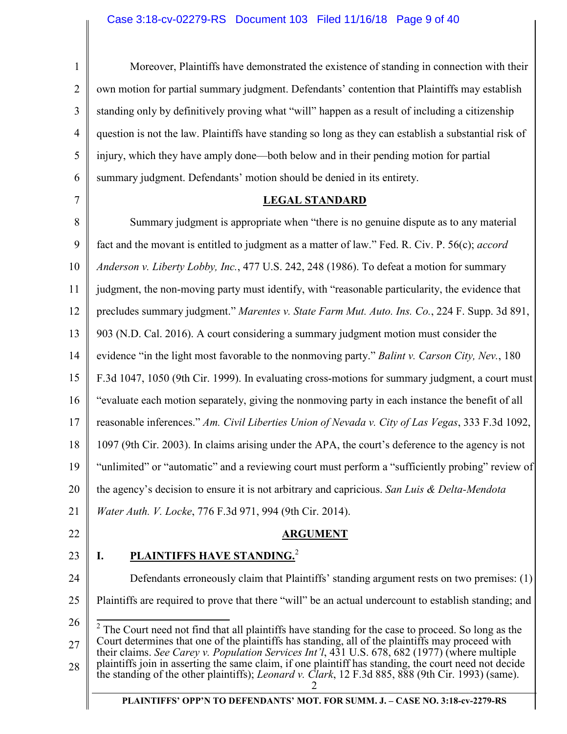Moreover, Plaintiffs have demonstrated the existence of standing in connection with their own motion for partial summary judgment. Defendants' contention that Plaintiffs may establish standing only by definitively proving what "will" happen as a result of including a citizenship question is not the law. Plaintiffs have standing so long as they can establish a substantial risk of injury, which they have amply done—both below and in their pending motion for partial summary judgment. Defendants' motion should be denied in its entirety.

## LEGAL STANDARD

Summary judgment is appropriate when "there is no genuine dispute as to any material fact and the movant is entitled to judgment as a matter of law." Fed. R. Civ. P. 56(c); *accord Anderson v. Liberty Lobby, Inc.*, 477 U.S. 242, 248 (1986). To defeat a motion for summary judgment, the non-moving party must identify, with "reasonable particularity, the evidence that precludes summary judgment." *Marentes v. State Farm Mut. Auto. Ins. Co.*, 224 F. Supp. 3d 891, 903 (N.D. Cal. 2016). A court considering a summary judgment motion must consider the evidence "in the light most favorable to the nonmoving party." *Balint v. Carson City, Nev.*, 180 F.3d 1047, 1050 (9th Cir. 1999). In evaluating cross-motions for summary judgment, a court must "evaluate each motion separately, giving the nonmoving party in each instance the benefit of all reasonable inferences." *Am. Civil Liberties Union of Nevada v. City of Las Vegas*, 333 F.3d 1092, 1097 (9th Cir. 2003). In claims arising under the APA, the court's deference to the agency is not "unlimited" or "automatic" and a reviewing court must perform a "sufficiently probing" review of the agency's decision to ensure it is not arbitrary and capricious. *San Luis & Delta-Mendota Water Auth. V. Locke*, 776 F.3d 971, 994 (9th Cir. 2014).

## ARGUMENT

### I. PLAINTIFFS HAVE STANDING.[2]

Defendants erroneously claim that Plaintiffs' standing argument rests on two premises: (1) Plaintiffs are required to prove that there "will" be an actual undercount to establish standing; and

---

[2] The Court need not find that all plaintiffs have standing for the case to proceed. So long as the Court determines that one of the plaintiffs has standing, all of the plaintiffs may proceed with their claims. *See Carey v. Population Services Int'l*, 431 U.S. 678, 682 (1977) (where multiple plaintiffs join in asserting the same claim, if one plaintiff has standing, the court need not decide the standing of the other plaintiffs); *Leonard v. Clark*, 12 F.3d 885, 888 (9th Cir. 1993) (same).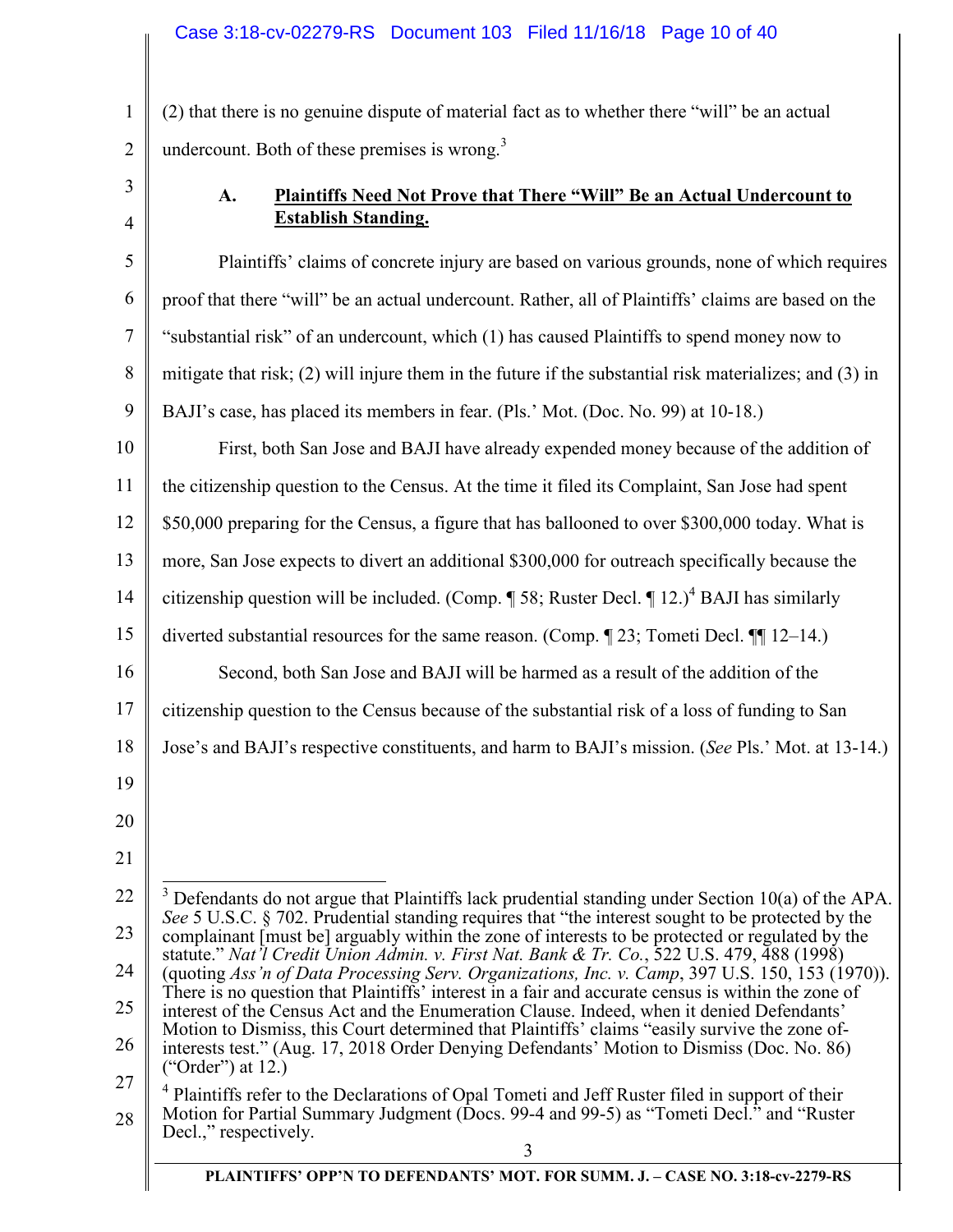(2) that there is no genuine dispute of material fact as to whether there "will" be an actual undercount. Both of these premises is wrong.[3]

### A. **Plaintiffs Need Not Prove that There "Will" Be an Actual Undercount to Establish Standing.**

Plaintiffs' claims of concrete injury are based on various grounds, none of which requires proof that there "will" be an actual undercount. Rather, all of Plaintiffs' claims are based on the "substantial risk" of an undercount, which (1) has caused Plaintiffs to spend money now to mitigate that risk; (2) will injure them in the future if the substantial risk materializes; and (3) in BAJI's case, has placed its members in fear. (Pls.' Mot. (Doc. No. 99) at 10-18.)

First, both San Jose and BAJI have already expended money because of the addition of the citizenship question to the Census. At the time it filed its Complaint, San Jose had spent $50,000 preparing for the Census, a figure that has ballooned to over $300,000 today. What is more, San Jose expects to divert an additional $300,000 for outreach specifically because the citizenship question will be included. (Comp. ¶ 58; Ruster Decl. ¶ 12.)[4] BAJI has similarly diverted substantial resources for the same reason. (Comp. ¶ 23; Tometi Decl. ¶¶ 12–14.)

Second, both San Jose and BAJI will be harmed as a result of the addition of the citizenship question to the Census because of the substantial risk of a loss of funding to San Jose's and BAJI's respective constituents, and harm to BAJI's mission. (*See* Pls.' Mot. at 13-14.)

---

[3] Defendants do not argue that Plaintiffs lack prudential standing under Section 10(a) of the APA. *See* 5 U.S.C. § 702. Prudential standing requires that "the interest sought to be protected by the complainant [must be] arguably within the zone of interests to be protected or regulated by the statute." *Nat'l Credit Union Admin. v. First Nat. Bank & Tr. Co.*, 522 U.S. 479, 488 (1998) (quoting *Ass'n of Data Processing Serv. Organizations, Inc. v. Camp*, 397 U.S. 150, 153 (1970)). There is no question that Plaintiffs' interest in a fair and accurate census is within the zone of interest of the Census Act and the Enumeration Clause. Indeed, when it denied Defendants' Motion to Dismiss, this Court determined that Plaintiffs' claims "easily survive the zone of-interests test." (Aug. 17, 2018 Order Denying Defendants' Motion to Dismiss (Doc. No. 86) ("Order") at 12.)

[4] Plaintiffs refer to the Declarations of Opal Tometi and Jeff Ruster filed in support of their Motion for Partial Summary Judgment (Docs. 99-4 and 99-5) as "Tometi Decl." and "Ruster Decl.," respectively.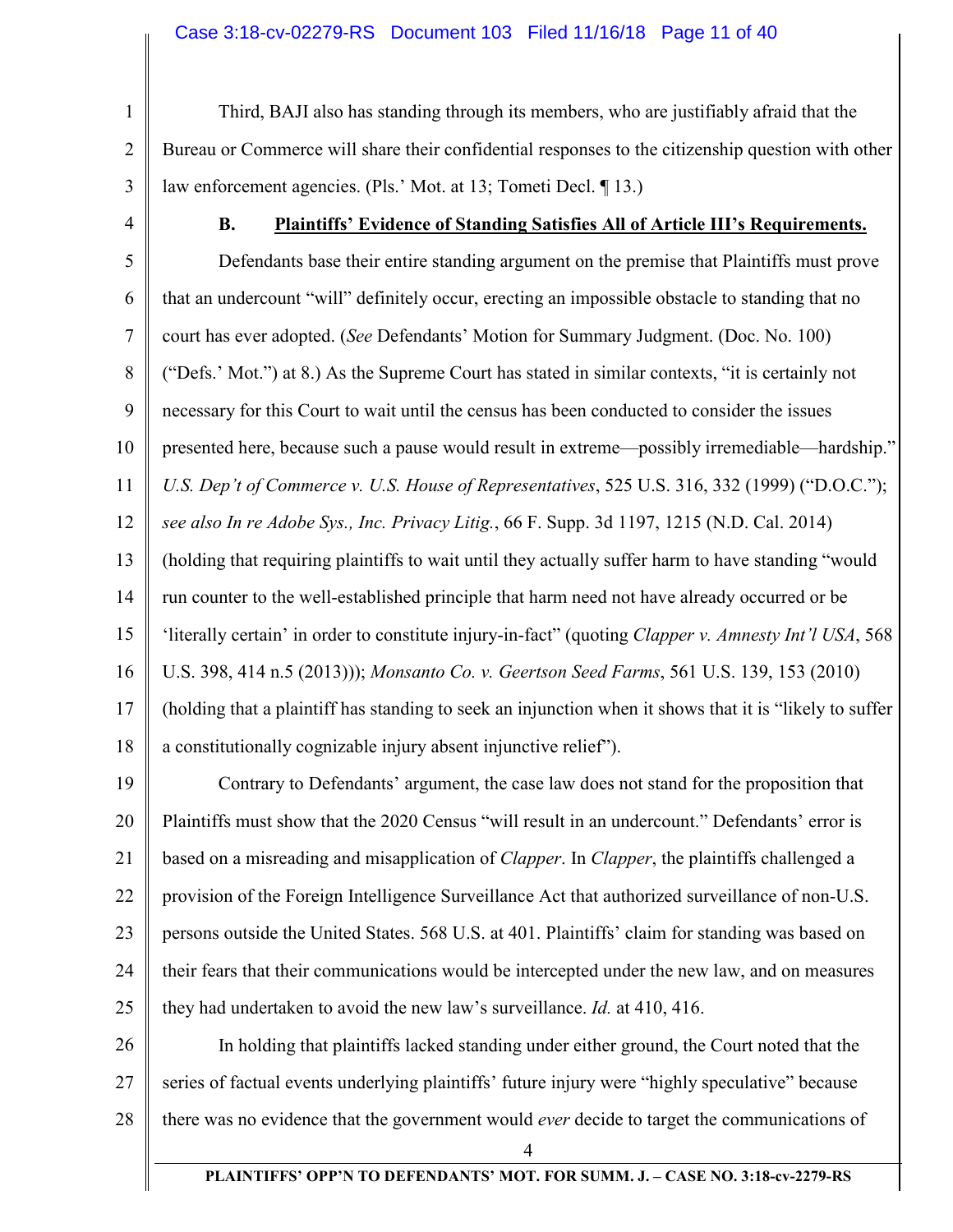Third, BAJI also has standing through its members, who are justifiably afraid that the Bureau or Commerce will share their confidential responses to the citizenship question with other law enforcement agencies. (Pls.' Mot. at 13; Tometi Decl. ¶ 13.)

### B. Plaintiffs' Evidence of Standing Satisfies All of Article III's Requirements.

Defendants base their entire standing argument on the premise that Plaintiffs must prove that an undercount "will" definitely occur, erecting an impossible obstacle to standing that no court has ever adopted. (*See* Defendants' Motion for Summary Judgment. (Doc. No. 100) ("Defs.' Mot.") at 8.) As the Supreme Court has stated in similar contexts, "it is certainly not necessary for this Court to wait until the census has been conducted to consider the issues presented here, because such a pause would result in extreme—possibly irremediable—hardship." *U.S. Dep't of Commerce v. U.S. House of Representatives*, 525 U.S. 316, 332 (1999) ("D.O.C."); *see also In re Adobe Sys., Inc. Privacy Litig.*, 66 F. Supp. 3d 1197, 1215 (N.D. Cal. 2014) (holding that requiring plaintiffs to wait until they actually suffer harm to have standing "would run counter to the well-established principle that harm need not have already occurred or be 'literally certain' in order to constitute injury-in-fact" (quoting *Clapper v. Amnesty Int'l USA*, 568 U.S. 398, 414 n.5 (2013))); *Monsanto Co. v. Geertson Seed Farms*, 561 U.S. 139, 153 (2010) (holding that a plaintiff has standing to seek an injunction when it shows that it is "likely to suffer a constitutionally cognizable injury absent injunctive relief").

Contrary to Defendants' argument, the case law does not stand for the proposition that Plaintiffs must show that the 2020 Census "will result in an undercount." Defendants' error is based on a misreading and misapplication of *Clapper*. In *Clapper*, the plaintiffs challenged a provision of the Foreign Intelligence Surveillance Act that authorized surveillance of non-U.S. persons outside the United States. 568 U.S. at 401. Plaintiffs' claim for standing was based on their fears that their communications would be intercepted under the new law, and on measures they had undertaken to avoid the new law's surveillance. *Id.* at 410, 416.

In holding that plaintiffs lacked standing under either ground, the Court noted that the series of factual events underlying plaintiffs' future injury were "highly speculative" because there was no evidence that the government would *ever* decide to target the communications of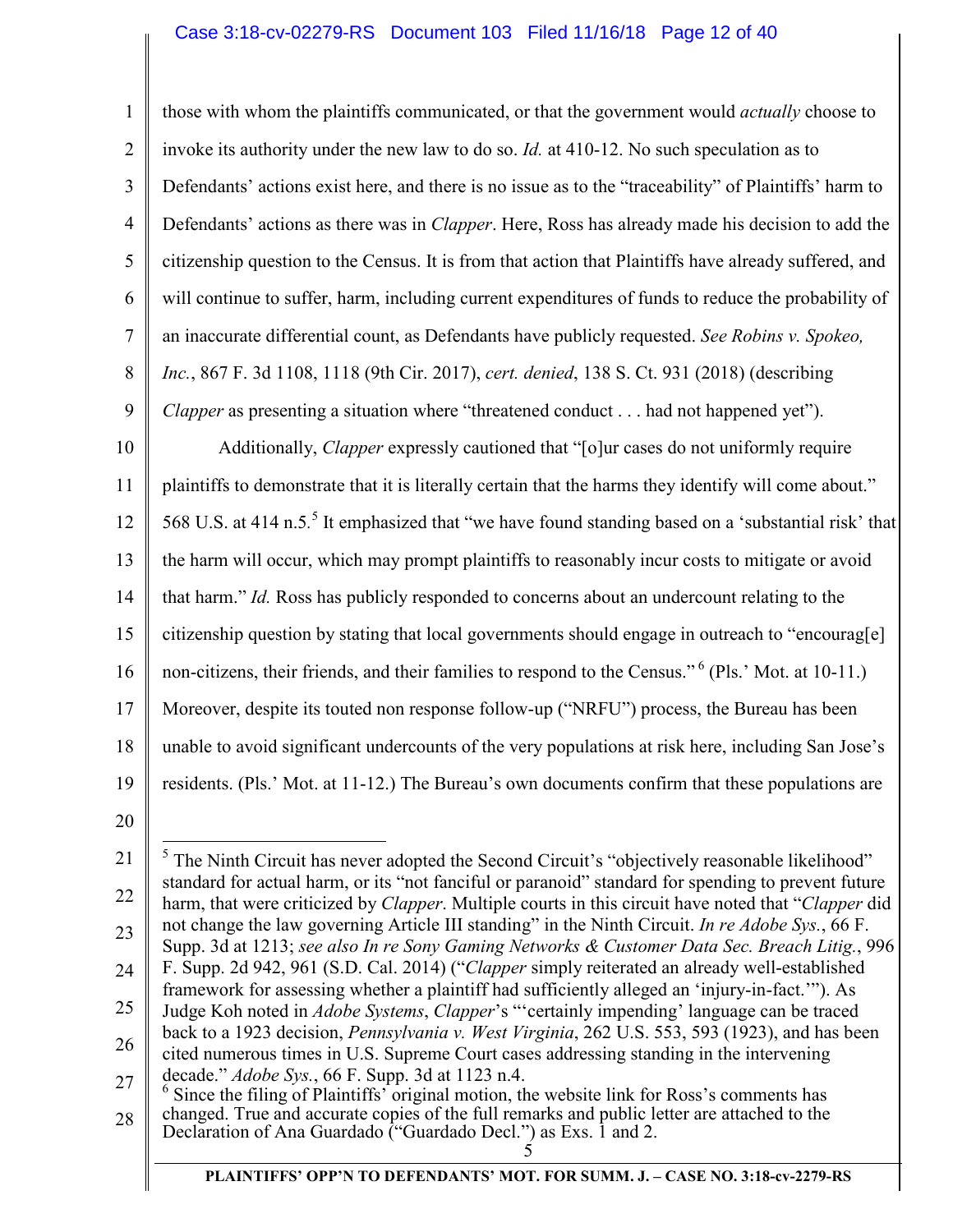those with whom the plaintiffs communicated, or that the government would *actually* choose to invoke its authority under the new law to do so. *Id.* at 410-12. No such speculation as to Defendants' actions exist here, and there is no issue as to the "traceability" of Plaintiffs' harm to Defendants' actions as there was in *Clapper*. Here, Ross has already made his decision to add the citizenship question to the Census. It is from that action that Plaintiffs have already suffered, and will continue to suffer, harm, including current expenditures of funds to reduce the probability of an inaccurate differential count, as Defendants have publicly requested. *See Robins v. Spokeo, Inc.*, 867 F. 3d 1108, 1118 (9th Cir. 2017), *cert. denied*, 138 S. Ct. 931 (2018) (describing *Clapper* as presenting a situation where "threatened conduct . . . had not happened yet").

Additionally, *Clapper* expressly cautioned that "[o]ur cases do not uniformly require plaintiffs to demonstrate that it is literally certain that the harms they identify will come about." 568 U.S. at 414 n.5.[5] It emphasized that "we have found standing based on a 'substantial risk' that the harm will occur, which may prompt plaintiffs to reasonably incur costs to mitigate or avoid that harm." *Id.* Ross has publicly responded to concerns about an undercount relating to the citizenship question by stating that local governments should engage in outreach to "encourag[e] non-citizens, their friends, and their families to respond to the Census."[6] (Pls.' Mot. at 10-11.) Moreover, despite its touted non response follow-up ("NRFU") process, the Bureau has been unable to avoid significant undercounts of the very populations at risk here, including San Jose's residents. (Pls.' Mot. at 11-12.) The Bureau's own documents confirm that these populations are

---

[5] The Ninth Circuit has never adopted the Second Circuit's "objectively reasonable likelihood" standard for actual harm, or its "not fanciful or paranoid" standard for spending to prevent future harm, that were criticized by *Clapper*. Multiple courts in this circuit have noted that "*Clapper* did not change the law governing Article III standing" in the Ninth Circuit. *In re Adobe Sys.*, 66 F. Supp. 3d at 1213; *see also In re Sony Gaming Networks & Customer Data Sec. Breach Litig.*, 996 F. Supp. 2d 942, 961 (S.D. Cal. 2014) ("*Clapper* simply reiterated an already well-established framework for assessing whether a plaintiff had sufficiently alleged an 'injury-in-fact.'"). As Judge Koh noted in *Adobe Systems*, *Clapper*'s "'certainly impending' language can be traced back to a 1923 decision, *Pennsylvania v. West Virginia*, 262 U.S. 553, 593 (1923), and has been cited numerous times in U.S. Supreme Court cases addressing standing in the intervening decade." *Adobe Sys.*, 66 F. Supp. 3d at 1123 n.4.

[6] Since the filing of Plaintiffs' original motion, the website link for Ross's comments has changed. True and accurate copies of the full remarks and public letter are attached to the Declaration of Ana Guardado ("Guardado Decl.") as Exs. 1 and 2.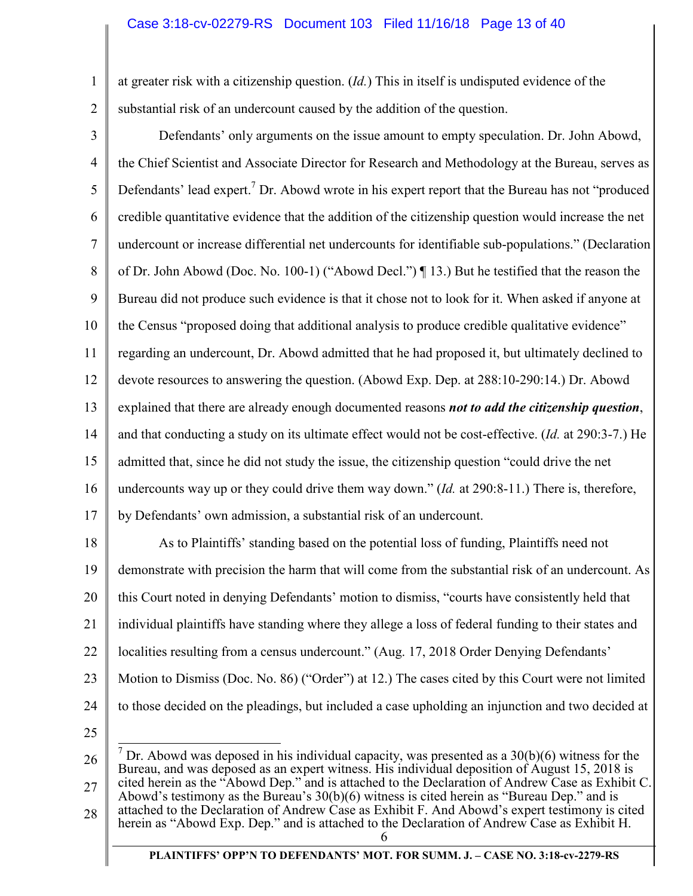at greater risk with a citizenship question. (*Id.*) This in itself is undisputed evidence of the substantial risk of an undercount caused by the addition of the question.

Defendants' only arguments on the issue amount to empty speculation. Dr. John Abowd, the Chief Scientist and Associate Director for Research and Methodology at the Bureau, serves as Defendants' lead expert.[7] Dr. Abowd wrote in his expert report that the Bureau has not "produced credible quantitative evidence that the addition of the citizenship question would increase the net undercount or increase differential net undercounts for identifiable sub-populations." (Declaration of Dr. John Abowd (Doc. No. 100-1) ("Abowd Decl.") ¶ 13.) But he testified that the reason the Bureau did not produce such evidence is that it chose not to look for it. When asked if anyone at the Census "proposed doing that additional analysis to produce credible qualitative evidence" regarding an undercount, Dr. Abowd admitted that he had proposed it, but ultimately declined to devote resources to answering the question. (Abowd Exp. Dep. at 288:10-290:14.) Dr. Abowd explained that there are already enough documented reasons ***not to add the citizenship question***, and that conducting a study on its ultimate effect would not be cost-effective. (*Id.* at 290:3-7.) He admitted that, since he did not study the issue, the citizenship question "could drive the net undercounts way up or they could drive them way down." (*Id.* at 290:8-11.) There is, therefore, by Defendants' own admission, a substantial risk of an undercount.

As to Plaintiffs' standing based on the potential loss of funding, Plaintiffs need not demonstrate with precision the harm that will come from the substantial risk of an undercount. As this Court noted in denying Defendants' motion to dismiss, "courts have consistently held that individual plaintiffs have standing where they allege a loss of federal funding to their states and localities resulting from a census undercount." (Aug. 17, 2018 Order Denying Defendants' Motion to Dismiss (Doc. No. 86) ("Order") at 12.) The cases cited by this Court were not limited to those decided on the pleadings, but included a case upholding an injunction and two decided at

[7] Dr. Abowd was deposed in his individual capacity, was presented as a 30(b)(6) witness for the Bureau, and was deposed as an expert witness. His individual deposition of August 15, 2018 is cited herein as the "Abowd Dep." and is attached to the Declaration of Andrew Case as Exhibit C. Abowd's testimony as the Bureau's 30(b)(6) witness is cited herein as "Bureau Dep." and is attached to the Declaration of Andrew Case as Exhibit F. And Abowd's expert testimony is cited herein as "Abowd Exp. Dep." and is attached to the Declaration of Andrew Case as Exhibit H.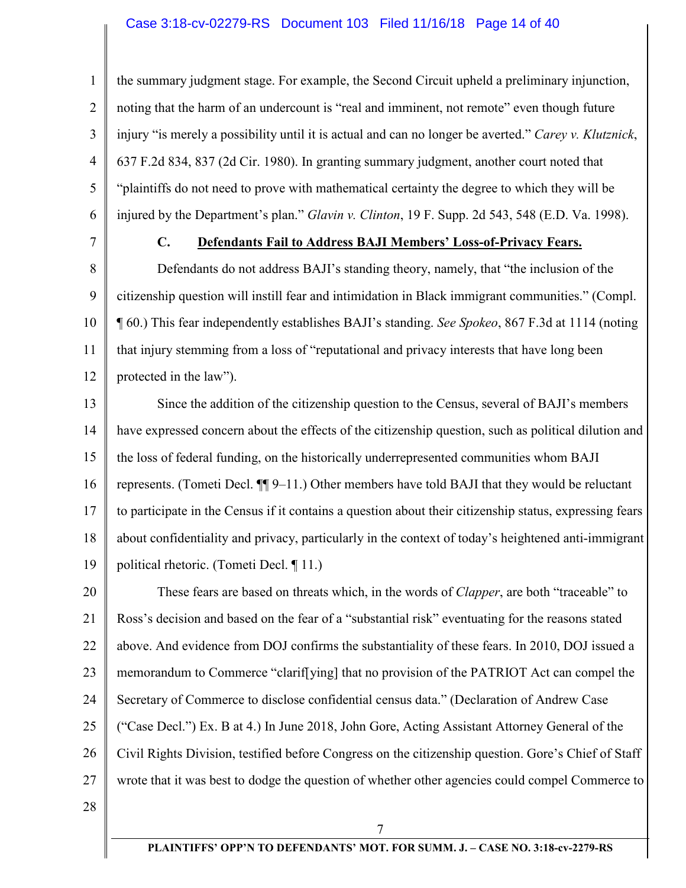the summary judgment stage. For example, the Second Circuit upheld a preliminary injunction, noting that the harm of an undercount is "real and imminent, not remote" even though future injury "is merely a possibility until it is actual and can no longer be averted." *Carey v. Klutznick*, 637 F.2d 834, 837 (2d Cir. 1980). In granting summary judgment, another court noted that "plaintiffs do not need to prove with mathematical certainty the degree to which they will be injured by the Department's plan." *Glavin v. Clinton*, 19 F. Supp. 2d 543, 548 (E.D. Va. 1998).

### C. <u>Defendants Fail to Address BAJI Members' Loss-of-Privacy Fears.</u>

Defendants do not address BAJI's standing theory, namely, that "the inclusion of the citizenship question will instill fear and intimidation in Black immigrant communities." (Compl. ¶ 60.) This fear independently establishes BAJI's standing. *See Spokeo*, 867 F.3d at 1114 (noting that injury stemming from a loss of "reputational and privacy interests that have long been protected in the law").

Since the addition of the citizenship question to the Census, several of BAJI's members have expressed concern about the effects of the citizenship question, such as political dilution and the loss of federal funding, on the historically underrepresented communities whom BAJI represents. (Tometi Decl. ¶¶ 9–11.) Other members have told BAJI that they would be reluctant to participate in the Census if it contains a question about their citizenship status, expressing fears about confidentiality and privacy, particularly in the context of today's heightened anti-immigrant political rhetoric. (Tometi Decl. ¶ 11.)

These fears are based on threats which, in the words of *Clapper*, are both "traceable" to Ross's decision and based on the fear of a "substantial risk" eventuating for the reasons stated above. And evidence from DOJ confirms the substantiality of these fears. In 2010, DOJ issued a memorandum to Commerce "clarif[ying] that no provision of the PATRIOT Act can compel the Secretary of Commerce to disclose confidential census data." (Declaration of Andrew Case ("Case Decl.") Ex. B at 4.) In June 2018, John Gore, Acting Assistant Attorney General of the Civil Rights Division, testified before Congress on the citizenship question. Gore's Chief of Staff wrote that it was best to dodge the question of whether other agencies could compel Commerce to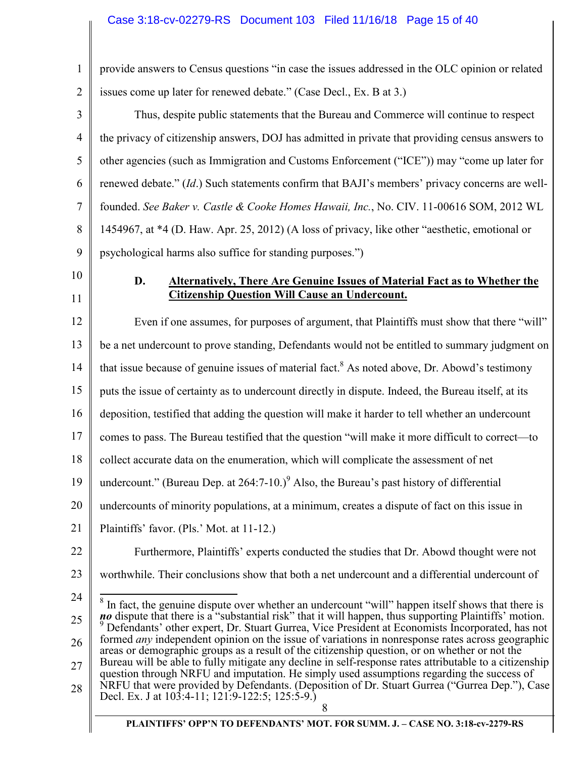provide answers to Census questions "in case the issues addressed in the OLC opinion or related issues come up later for renewed debate." (Case Decl., Ex. B at 3.)

Thus, despite public statements that the Bureau and Commerce will continue to respect the privacy of citizenship answers, DOJ has admitted in private that providing census answers to other agencies (such as Immigration and Customs Enforcement ("ICE")) may "come up later for renewed debate." (*Id*.) Such statements confirm that BAJI's members' privacy concerns are well-founded. *See Baker v. Castle & Cooke Homes Hawaii, Inc.*, No. CIV. 11-00616 SOM, 2012 WL 1454967, at *4 (D. Haw. Apr. 25, 2012) (A loss of privacy, like other "aesthetic, emotional or psychological harms also suffice for standing purposes.")

### D. Alternatively, There Are Genuine Issues of Material Fact as to Whether the Citizenship Question Will Cause an Undercount.

Even if one assumes, for purposes of argument, that Plaintiffs must show that there "will" be a net undercount to prove standing, Defendants would not be entitled to summary judgment on that issue because of genuine issues of material fact.[8] As noted above, Dr. Abowd's testimony puts the issue of certainty as to undercount directly in dispute. Indeed, the Bureau itself, at its deposition, testified that adding the question will make it harder to tell whether an undercount comes to pass. The Bureau testified that the question "will make it more difficult to correct—to collect accurate data on the enumeration, which will complicate the assessment of net undercount." (Bureau Dep. at 264:7-10.)[9] Also, the Bureau's past history of differential undercounts of minority populations, at a minimum, creates a dispute of fact on this issue in Plaintiffs' favor. (Pls.' Mot. at 11-12.)

Furthermore, Plaintiffs' experts conducted the studies that Dr. Abowd thought were not worthwhile. Their conclusions show that both a net undercount and a differential undercount of

---

[8] In fact, the genuine dispute over whether an undercount "will" happen itself shows that there is ***no*** dispute that there is a "substantial risk" that it will happen, thus supporting Plaintiffs' motion.

[9] Defendants' other expert, Dr. Stuart Gurrea, Vice President at Economists Incorporated, has not formed *any* independent opinion on the issue of variations in nonresponse rates across geographic areas or demographic groups as a result of the citizenship question, or on whether or not the Bureau will be able to fully mitigate any decline in self-response rates attributable to a citizenship question through NRFU and imputation. He simply used assumptions regarding the success of NRFU that were provided by Defendants. (Deposition of Dr. Stuart Gurrea ("Gurrea Dep."), Case Decl. Ex. J at 103:4-11; 121:9-122:5; 125:5-9.)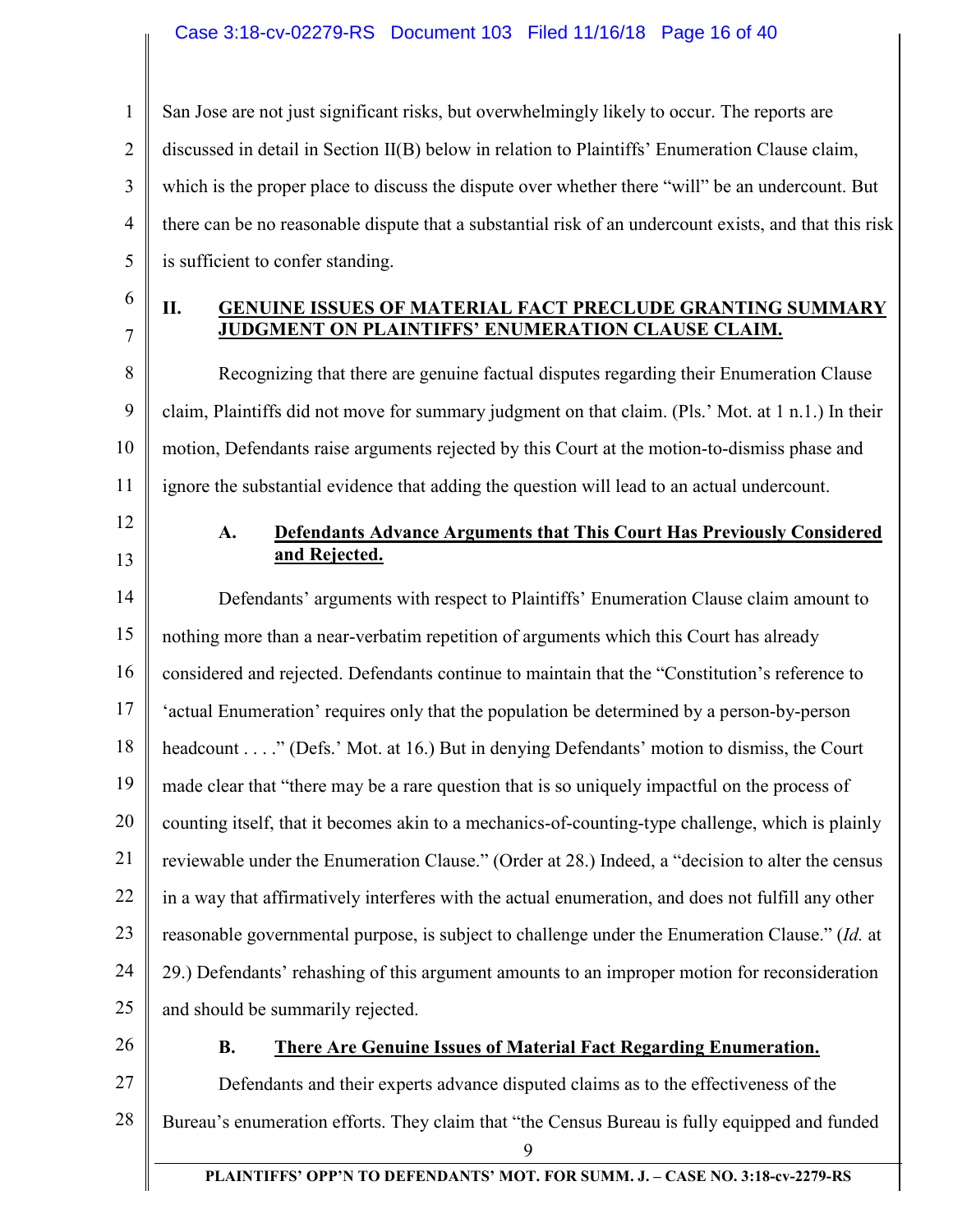San Jose are not just significant risks, but overwhelmingly likely to occur. The reports are discussed in detail in Section II(B) below in relation to Plaintiffs' Enumeration Clause claim, which is the proper place to discuss the dispute over whether there "will" be an undercount. But there can be no reasonable dispute that a substantial risk of an undercount exists, and that this risk is sufficient to confer standing.

## II. GENUINE ISSUES OF MATERIAL FACT PRECLUDE GRANTING SUMMARY JUDGMENT ON PLAINTIFFS' ENUMERATION CLAUSE CLAIM.

Recognizing that there are genuine factual disputes regarding their Enumeration Clause claim, Plaintiffs did not move for summary judgment on that claim. (Pls.' Mot. at 1 n.1.) In their motion, Defendants raise arguments rejected by this Court at the motion-to-dismiss phase and ignore the substantial evidence that adding the question will lead to an actual undercount.

### A. Defendants Advance Arguments that This Court Has Previously Considered and Rejected.

Defendants' arguments with respect to Plaintiffs' Enumeration Clause claim amount to nothing more than a near-verbatim repetition of arguments which this Court has already considered and rejected. Defendants continue to maintain that the "Constitution's reference to 'actual Enumeration' requires only that the population be determined by a person-by-person headcount . . . ." (Defs.' Mot. at 16.) But in denying Defendants' motion to dismiss, the Court made clear that "there may be a rare question that is so uniquely impactful on the process of counting itself, that it becomes akin to a mechanics-of-counting-type challenge, which is plainly reviewable under the Enumeration Clause." (Order at 28.) Indeed, a "decision to alter the census in a way that affirmatively interferes with the actual enumeration, and does not fulfill any other reasonable governmental purpose, is subject to challenge under the Enumeration Clause." (*Id.* at 29.) Defendants' rehashing of this argument amounts to an improper motion for reconsideration and should be summarily rejected.

### B. There Are Genuine Issues of Material Fact Regarding Enumeration.

Defendants and their experts advance disputed claims as to the effectiveness of the Bureau's enumeration efforts. They claim that "the Census Bureau is fully equipped and funded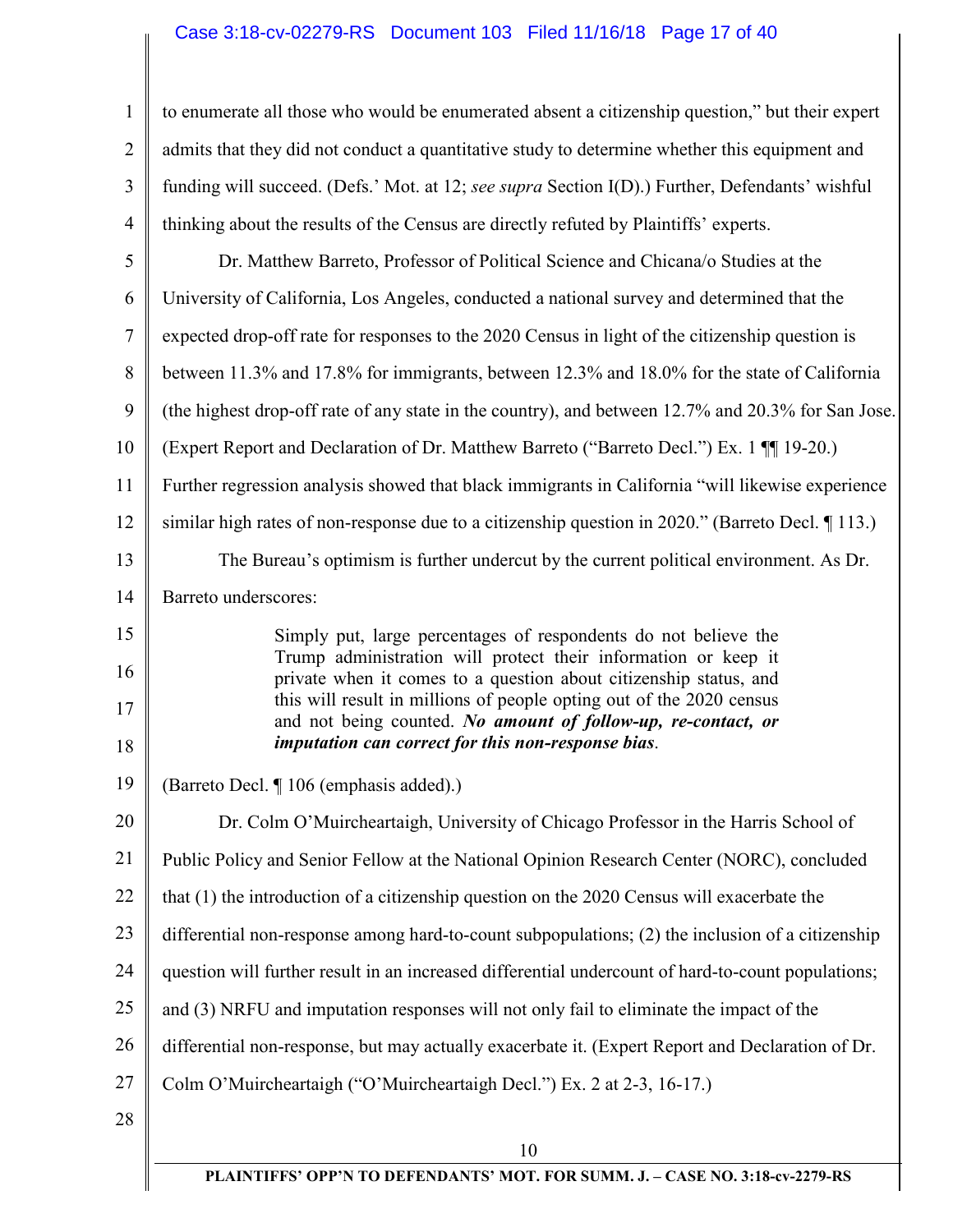to enumerate all those who would be enumerated absent a citizenship question," but their expert admits that they did not conduct a quantitative study to determine whether this equipment and funding will succeed. (Defs.' Mot. at 12; *see supra* Section I(D).) Further, Defendants' wishful thinking about the results of the Census are directly refuted by Plaintiffs' experts.

Dr. Matthew Barreto, Professor of Political Science and Chicana/o Studies at the University of California, Los Angeles, conducted a national survey and determined that the expected drop-off rate for responses to the 2020 Census in light of the citizenship question is between 11.3% and 17.8% for immigrants, between 12.3% and 18.0% for the state of California (the highest drop-off rate of any state in the country), and between 12.7% and 20.3% for San Jose. (Expert Report and Declaration of Dr. Matthew Barreto ("Barreto Decl.") Ex. 1 ¶¶ 19-20.) Further regression analysis showed that black immigrants in California "will likewise experience similar high rates of non-response due to a citizenship question in 2020." (Barreto Decl. ¶ 113.)

The Bureau's optimism is further undercut by the current political environment. As Dr. Barreto underscores:

> Simply put, large percentages of respondents do not believe the Trump administration will protect their information or keep it private when it comes to a question about citizenship status, and this will result in millions of people opting out of the 2020 census and not being counted. ***No amount of follow-up, re-contact, or imputation can correct for this non-response bias***.

(Barreto Decl. ¶ 106 (emphasis added).)

Dr. Colm O'Muircheartaigh, University of Chicago Professor in the Harris School of Public Policy and Senior Fellow at the National Opinion Research Center (NORC), concluded that (1) the introduction of a citizenship question on the 2020 Census will exacerbate the differential non-response among hard-to-count subpopulations; (2) the inclusion of a citizenship question will further result in an increased differential undercount of hard-to-count populations; and (3) NRFU and imputation responses will not only fail to eliminate the impact of the differential non-response, but may actually exacerbate it. (Expert Report and Declaration of Dr. Colm O'Muircheartaigh ("O'Muircheartaigh Decl.") Ex. 2 at 2-3, 16-17.)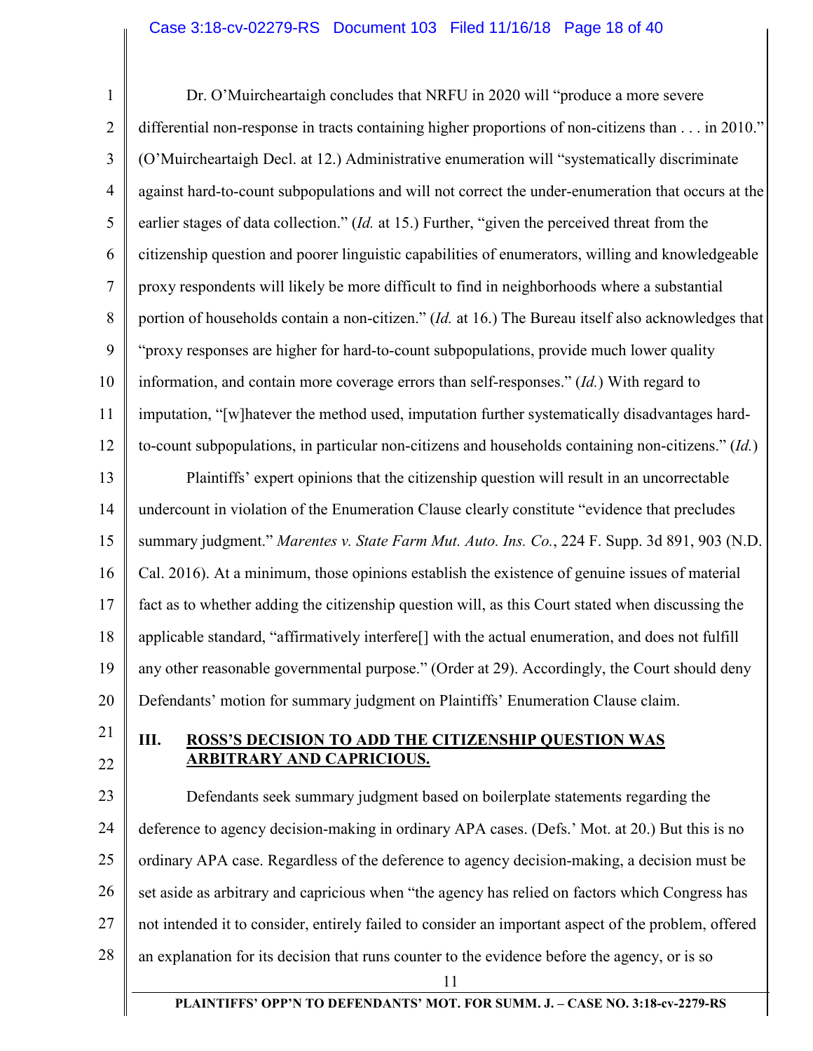Dr. O'Muircheartaigh concludes that NRFU in 2020 will "produce a more severe differential non-response in tracts containing higher proportions of non-citizens than . . . in 2010." (O'Muircheartaigh Decl. at 12.) Administrative enumeration will "systematically discriminate against hard-to-count subpopulations and will not correct the under-enumeration that occurs at the earlier stages of data collection." (*Id.* at 15.) Further, "given the perceived threat from the citizenship question and poorer linguistic capabilities of enumerators, willing and knowledgeable proxy respondents will likely be more difficult to find in neighborhoods where a substantial portion of households contain a non-citizen." (*Id.* at 16.) The Bureau itself also acknowledges that "proxy responses are higher for hard-to-count subpopulations, provide much lower quality information, and contain more coverage errors than self-responses." (*Id.*) With regard to imputation, "[w]hatever the method used, imputation further systematically disadvantages hard-to-count subpopulations, in particular non-citizens and households containing non-citizens." (*Id.*)

Plaintiffs' expert opinions that the citizenship question will result in an uncorrectable undercount in violation of the Enumeration Clause clearly constitute "evidence that precludes summary judgment." *Marentes v. State Farm Mut. Auto. Ins. Co.*, 224 F. Supp. 3d 891, 903 (N.D. Cal. 2016). At a minimum, those opinions establish the existence of genuine issues of material fact as to whether adding the citizenship question will, as this Court stated when discussing the applicable standard, "affirmatively interfere[] with the actual enumeration, and does not fulfill any other reasonable governmental purpose." (Order at 29). Accordingly, the Court should deny Defendants' motion for summary judgment on Plaintiffs' Enumeration Clause claim.

## III. ROSS'S DECISION TO ADD THE CITIZENSHIP QUESTION WAS ARBITRARY AND CAPRICIOUS.

Defendants seek summary judgment based on boilerplate statements regarding the deference to agency decision-making in ordinary APA cases. (Defs.' Mot. at 20.) But this is no ordinary APA case. Regardless of the deference to agency decision-making, a decision must be set aside as arbitrary and capricious when "the agency has relied on factors which Congress has not intended it to consider, entirely failed to consider an important aspect of the problem, offered an explanation for its decision that runs counter to the evidence before the agency, or is so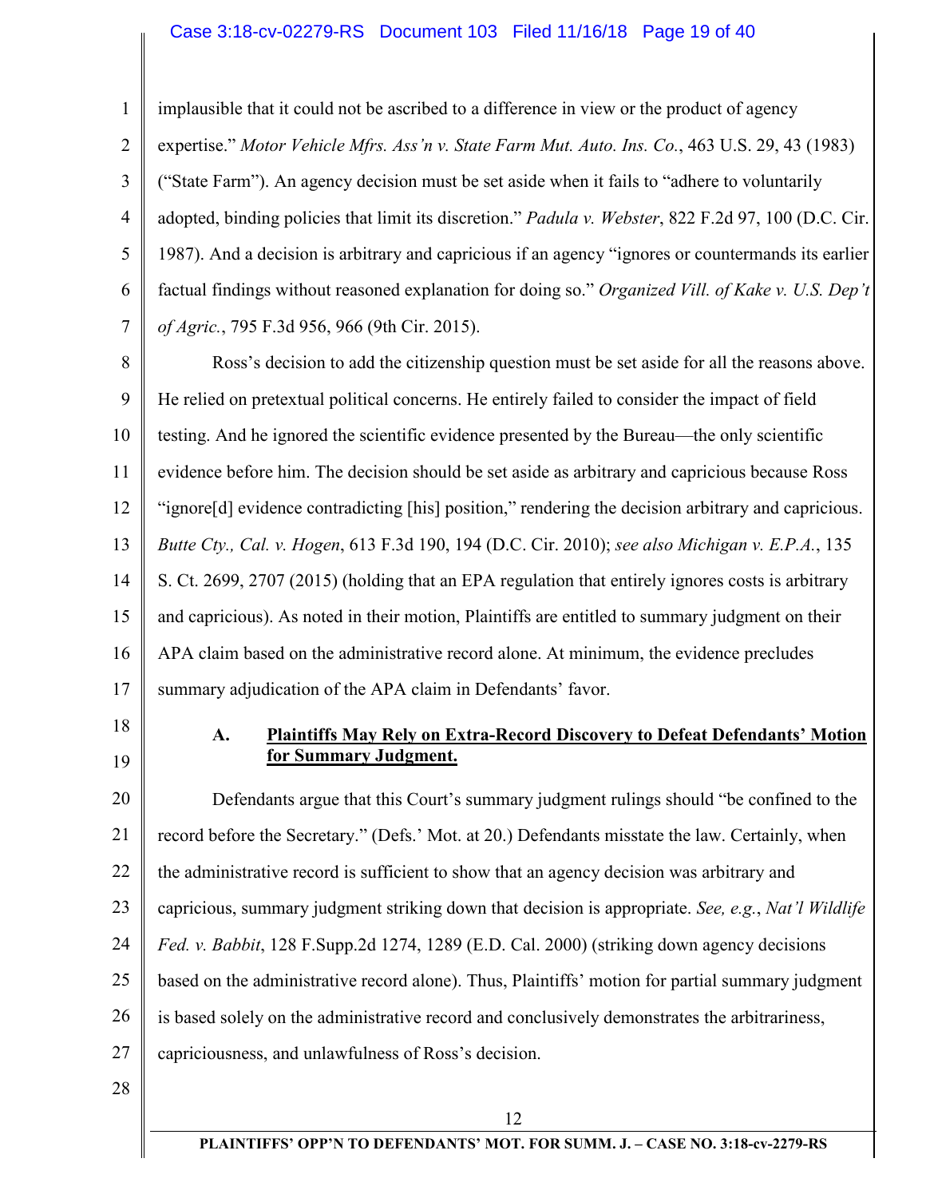implausible that it could not be ascribed to a difference in view or the product of agency expertise." *Motor Vehicle Mfrs. Ass'n v. State Farm Mut. Auto. Ins. Co.*, 463 U.S. 29, 43 (1983) ("State Farm"). An agency decision must be set aside when it fails to "adhere to voluntarily adopted, binding policies that limit its discretion." *Padula v. Webster*, 822 F.2d 97, 100 (D.C. Cir. 1987). And a decision is arbitrary and capricious if an agency "ignores or countermands its earlier factual findings without reasoned explanation for doing so." *Organized Vill. of Kake v. U.S. Dep't of Agric.*, 795 F.3d 956, 966 (9th Cir. 2015).

Ross's decision to add the citizenship question must be set aside for all the reasons above. He relied on pretextual political concerns. He entirely failed to consider the impact of field testing. And he ignored the scientific evidence presented by the Bureau—the only scientific evidence before him. The decision should be set aside as arbitrary and capricious because Ross "ignore[d] evidence contradicting [his] position," rendering the decision arbitrary and capricious. *Butte Cty., Cal. v. Hogen*, 613 F.3d 190, 194 (D.C. Cir. 2010); *see also Michigan v. E.P.A.*, 135 S. Ct. 2699, 2707 (2015) (holding that an EPA regulation that entirely ignores costs is arbitrary and capricious). As noted in their motion, Plaintiffs are entitled to summary judgment on their APA claim based on the administrative record alone. At minimum, the evidence precludes summary adjudication of the APA claim in Defendants' favor.

### A. Plaintiffs May Rely on Extra-Record Discovery to Defeat Defendants' Motion for Summary Judgment.

Defendants argue that this Court's summary judgment rulings should "be confined to the record before the Secretary." (Defs.' Mot. at 20.) Defendants misstate the law. Certainly, when the administrative record is sufficient to show that an agency decision was arbitrary and capricious, summary judgment striking down that decision is appropriate. *See, e.g.*, *Nat'l Wildlife Fed. v. Babbit*, 128 F.Supp.2d 1274, 1289 (E.D. Cal. 2000) (striking down agency decisions based on the administrative record alone). Thus, Plaintiffs' motion for partial summary judgment is based solely on the administrative record and conclusively demonstrates the arbitrariness, capriciousness, and unlawfulness of Ross's decision.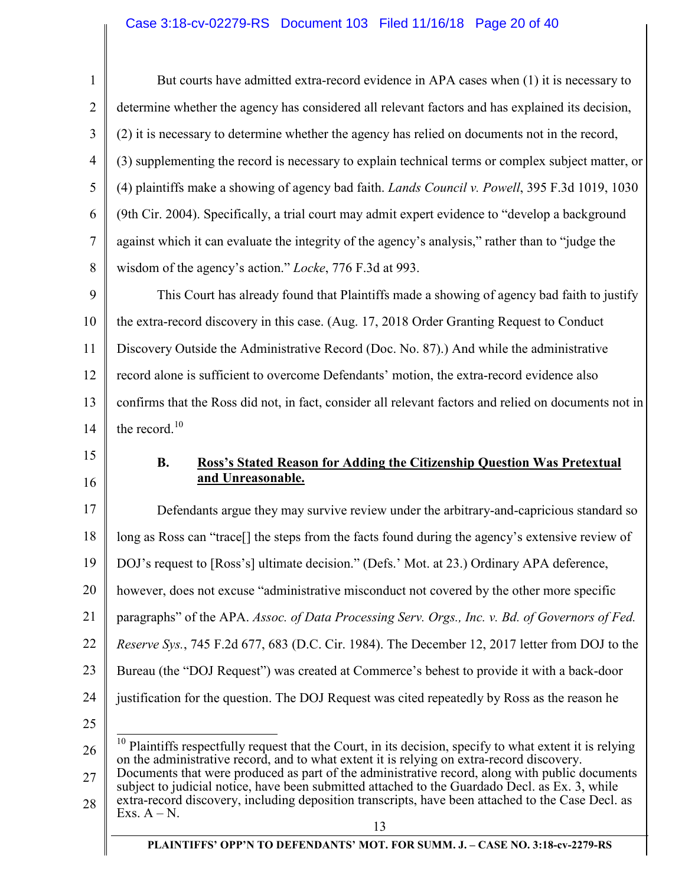But courts have admitted extra-record evidence in APA cases when (1) it is necessary to determine whether the agency has considered all relevant factors and has explained its decision, (2) it is necessary to determine whether the agency has relied on documents not in the record, (3) supplementing the record is necessary to explain technical terms or complex subject matter, or (4) plaintiffs make a showing of agency bad faith. *Lands Council v. Powell*, 395 F.3d 1019, 1030 (9th Cir. 2004). Specifically, a trial court may admit expert evidence to "develop a background against which it can evaluate the integrity of the agency's analysis," rather than to "judge the wisdom of the agency's action." *Locke*, 776 F.3d at 993.

This Court has already found that Plaintiffs made a showing of agency bad faith to justify the extra-record discovery in this case. (Aug. 17, 2018 Order Granting Request to Conduct Discovery Outside the Administrative Record (Doc. No. 87).) And while the administrative record alone is sufficient to overcome Defendants' motion, the extra-record evidence also confirms that the Ross did not, in fact, consider all relevant factors and relied on documents not in the record.[10]

### B. Ross's Stated Reason for Adding the Citizenship Question Was Pretextual and Unreasonable.

Defendants argue they may survive review under the arbitrary-and-capricious standard so long as Ross can "trace[] the steps from the facts found during the agency's extensive review of DOJ's request to [Ross's] ultimate decision." (Defs.' Mot. at 23.) Ordinary APA deference, however, does not excuse "administrative misconduct not covered by the other more specific paragraphs" of the APA. *Assoc. of Data Processing Serv. Orgs., Inc. v. Bd. of Governors of Fed. Reserve Sys.*, 745 F.2d 677, 683 (D.C. Cir. 1984). The December 12, 2017 letter from DOJ to the Bureau (the "DOJ Request") was created at Commerce's behest to provide it with a back-door justification for the question. The DOJ Request was cited repeatedly by Ross as the reason he

---

[10] Plaintiffs respectfully request that the Court, in its decision, specify to what extent it is relying on the administrative record, and to what extent it is relying on extra-record discovery. Documents that were produced as part of the administrative record, along with public documents subject to judicial notice, have been submitted attached to the Guardado Decl. as Ex. 3, while extra-record discovery, including deposition transcripts, have been attached to the Case Decl. as Exs. A – N.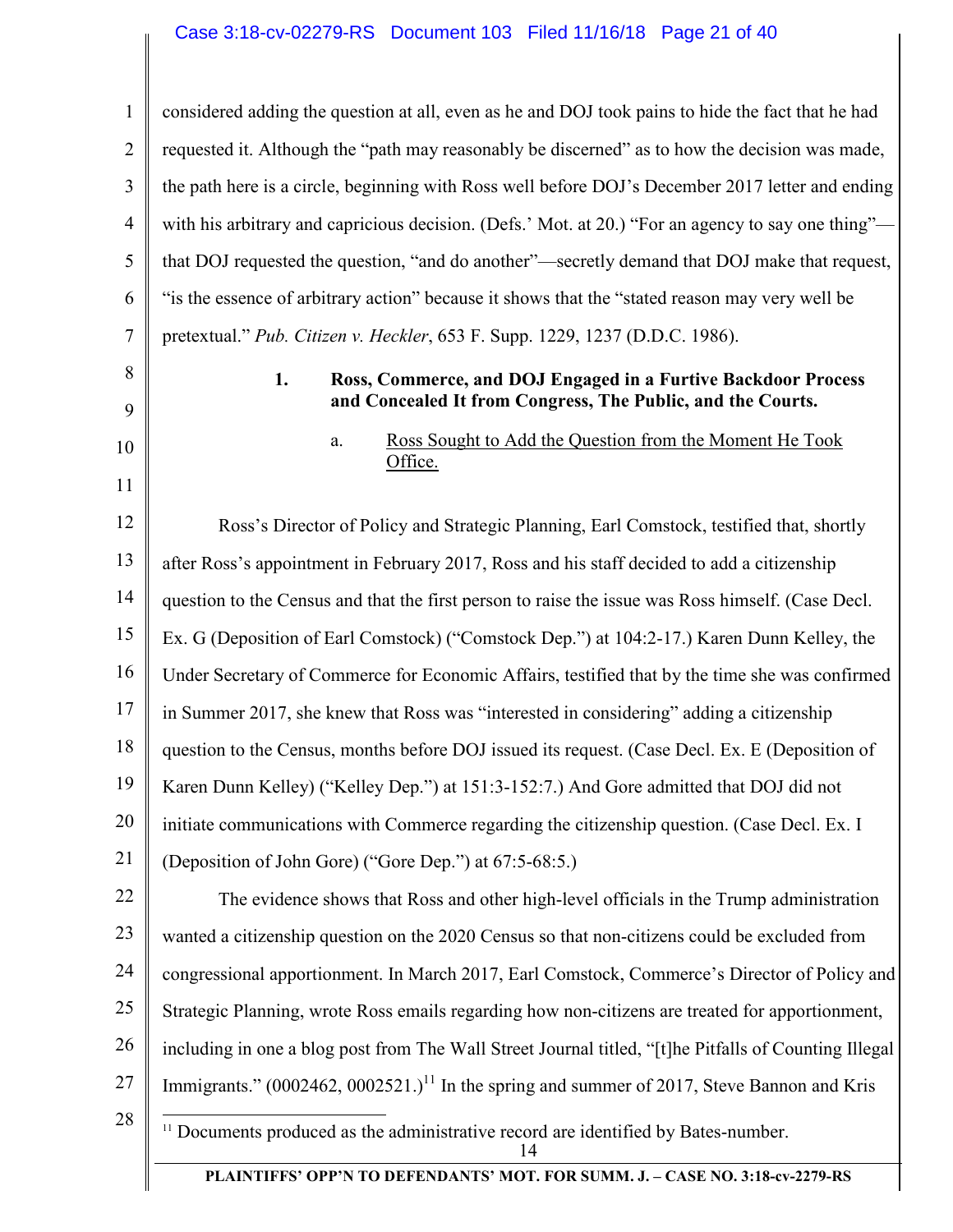considered adding the question at all, even as he and DOJ took pains to hide the fact that he had requested it. Although the "path may reasonably be discerned" as to how the decision was made, the path here is a circle, beginning with Ross well before DOJ's December 2017 letter and ending with his arbitrary and capricious decision. (Defs.' Mot. at 20.) "For an agency to say one thing"—that DOJ requested the question, "and do another"—secretly demand that DOJ make that request, "is the essence of arbitrary action" because it shows that the "stated reason may very well be pretextual." *Pub. Citizen v. Heckler*, 653 F. Supp. 1229, 1237 (D.D.C. 1986).

**1. Ross, Commerce, and DOJ Engaged in a Furtive Backdoor Process and Concealed It from Congress, The Public, and the Courts.**

a. <u>Ross Sought to Add the Question from the Moment He Took Office.</u>

Ross's Director of Policy and Strategic Planning, Earl Comstock, testified that, shortly after Ross's appointment in February 2017, Ross and his staff decided to add a citizenship question to the Census and that the first person to raise the issue was Ross himself. (Case Decl. Ex. G (Deposition of Earl Comstock) ("Comstock Dep.") at 104:2-17.) Karen Dunn Kelley, the Under Secretary of Commerce for Economic Affairs, testified that by the time she was confirmed in Summer 2017, she knew that Ross was "interested in considering" adding a citizenship question to the Census, months before DOJ issued its request. (Case Decl. Ex. E (Deposition of Karen Dunn Kelley) ("Kelley Dep.") at 151:3-152:7.) And Gore admitted that DOJ did not initiate communications with Commerce regarding the citizenship question. (Case Decl. Ex. I (Deposition of John Gore) ("Gore Dep.") at 67:5-68:5.)

The evidence shows that Ross and other high-level officials in the Trump administration wanted a citizenship question on the 2020 Census so that non-citizens could be excluded from congressional apportionment. In March 2017, Earl Comstock, Commerce's Director of Policy and Strategic Planning, wrote Ross emails regarding how non-citizens are treated for apportionment, including in one a blog post from The Wall Street Journal titled, "[t]he Pitfalls of Counting Illegal Immigrants." (0002462, 0002521.)[11] In the spring and summer of 2017, Steve Bannon and Kris

[11] Documents produced as the administrative record are identified by Bates-number.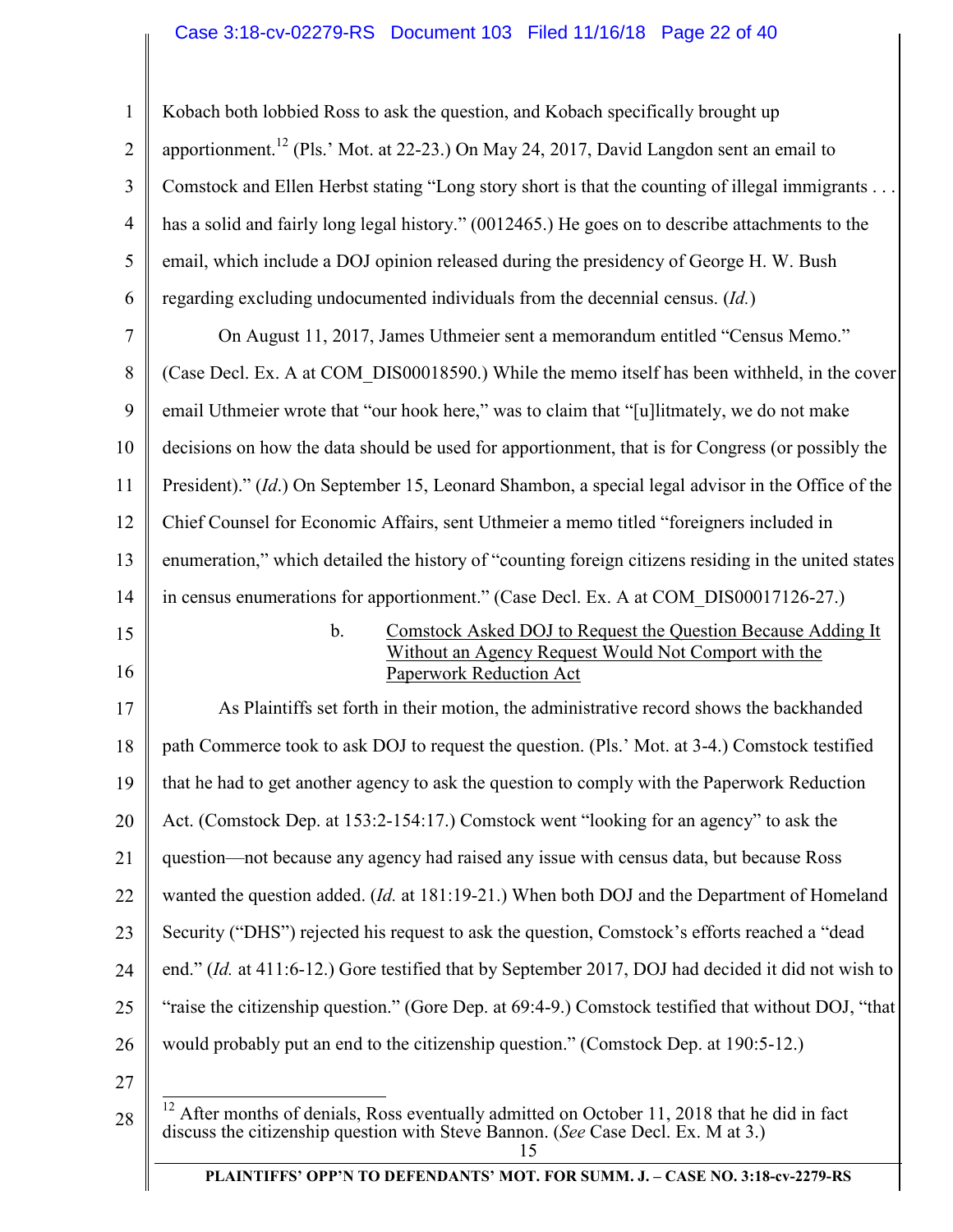Kobach both lobbied Ross to ask the question, and Kobach specifically brought up apportionment.[12] (Pls.' Mot. at 22-23.) On May 24, 2017, David Langdon sent an email to Comstock and Ellen Herbst stating "Long story short is that the counting of illegal immigrants . . . has a solid and fairly long legal history." (0012465.) He goes on to describe attachments to the email, which include a DOJ opinion released during the presidency of George H. W. Bush regarding excluding undocumented individuals from the decennial census. (*Id.*)

On August 11, 2017, James Uthmeier sent a memorandum entitled "Census Memo." (Case Decl. Ex. A at COM_DIS00018590.) While the memo itself has been withheld, in the cover email Uthmeier wrote that "our hook here," was to claim that "[u]litmately, we do not make decisions on how the data should be used for apportionment, that is for Congress (or possibly the President)." (*Id.*) On September 15, Leonard Shambon, a special legal advisor in the Office of the Chief Counsel for Economic Affairs, sent Uthmeier a memo titled "foreigners included in enumeration," which detailed the history of "counting foreign citizens residing in the united states in census enumerations for apportionment." (Case Decl. Ex. A at COM_DIS00017126-27.)

b. <u>Comstock Asked DOJ to Request the Question Because Adding It Without an Agency Request Would Not Comport with the Paperwork Reduction Act</u>

As Plaintiffs set forth in their motion, the administrative record shows the backhanded path Commerce took to ask DOJ to request the question. (Pls.' Mot. at 3-4.) Comstock testified that he had to get another agency to ask the question to comply with the Paperwork Reduction Act. (Comstock Dep. at 153:2-154:17.) Comstock went "looking for an agency" to ask the question—not because any agency had raised any issue with census data, but because Ross wanted the question added. (*Id.* at 181:19-21.) When both DOJ and the Department of Homeland Security ("DHS") rejected his request to ask the question, Comstock's efforts reached a "dead end." (*Id.* at 411:6-12.) Gore testified that by September 2017, DOJ had decided it did not wish to "raise the citizenship question." (Gore Dep. at 69:4-9.) Comstock testified that without DOJ, "that would probably put an end to the citizenship question." (Comstock Dep. at 190:5-12.)

[12] After months of denials, Ross eventually admitted on October 11, 2018 that he did in fact discuss the citizenship question with Steve Bannon. (*See* Case Decl. Ex. M at 3.)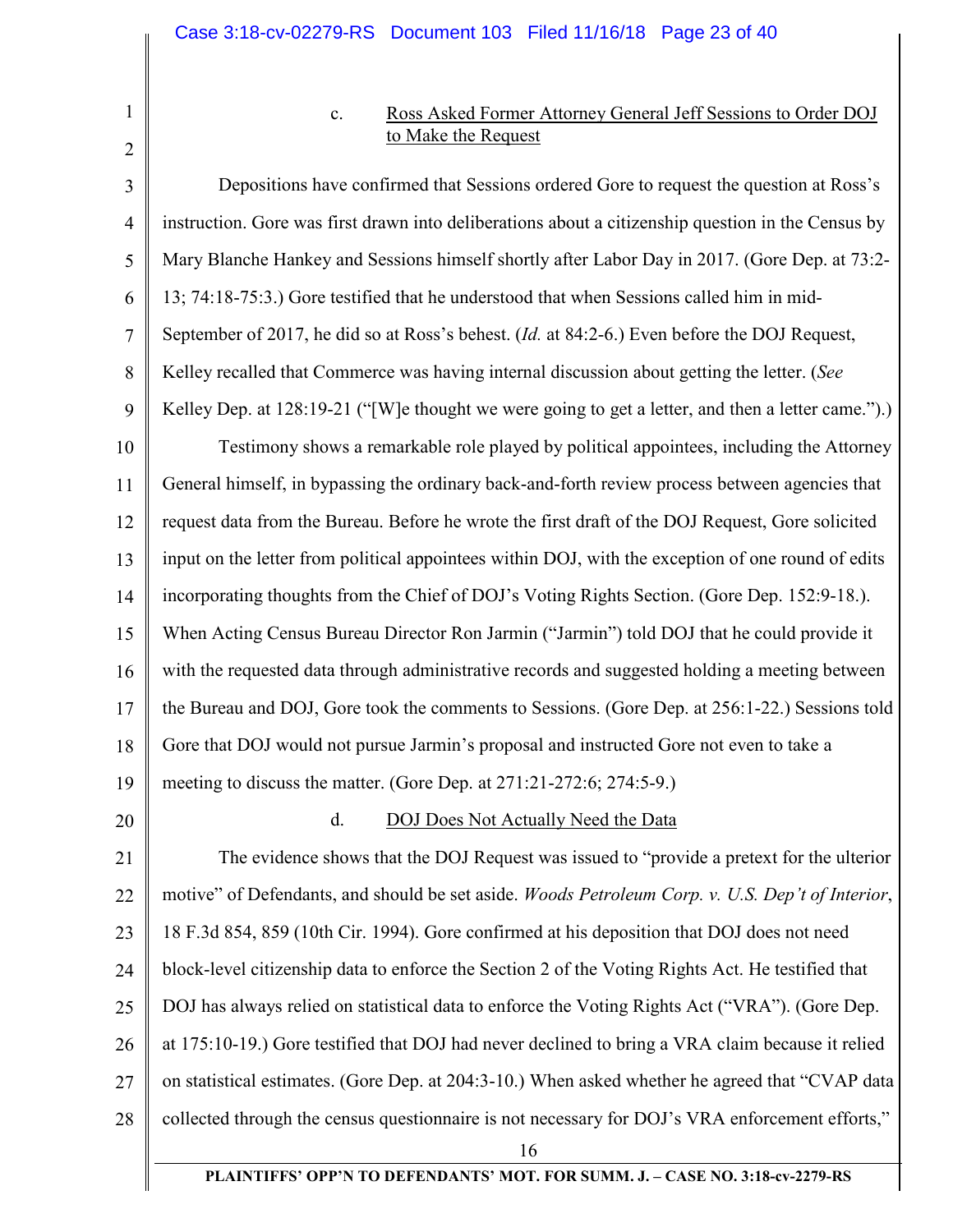### c. Ross Asked Former Attorney General Jeff Sessions to Order DOJ to Make the Request

Depositions have confirmed that Sessions ordered Gore to request the question at Ross's instruction. Gore was first drawn into deliberations about a citizenship question in the Census by Mary Blanche Hankey and Sessions himself shortly after Labor Day in 2017. (Gore Dep. at 73:2-13; 74:18-75:3.) Gore testified that he understood that when Sessions called him in mid-September of 2017, he did so at Ross's behest. (*Id.* at 84:2-6.) Even before the DOJ Request, Kelley recalled that Commerce was having internal discussion about getting the letter. (*See* Kelley Dep. at 128:19-21 ("[W]e thought we were going to get a letter, and then a letter came.").)

Testimony shows a remarkable role played by political appointees, including the Attorney General himself, in bypassing the ordinary back-and-forth review process between agencies that request data from the Bureau. Before he wrote the first draft of the DOJ Request, Gore solicited input on the letter from political appointees within DOJ, with the exception of one round of edits incorporating thoughts from the Chief of DOJ's Voting Rights Section. (Gore Dep. 152:9-18.). When Acting Census Bureau Director Ron Jarmin ("Jarmin") told DOJ that he could provide it with the requested data through administrative records and suggested holding a meeting between the Bureau and DOJ, Gore took the comments to Sessions. (Gore Dep. at 256:1-22.) Sessions told Gore that DOJ would not pursue Jarmin's proposal and instructed Gore not even to take a meeting to discuss the matter. (Gore Dep. at 271:21-272:6; 274:5-9.)

### d. DOJ Does Not Actually Need the Data

The evidence shows that the DOJ Request was issued to "provide a pretext for the ulterior motive" of Defendants, and should be set aside. *Woods Petroleum Corp. v. U.S. Dep't of Interior*, 18 F.3d 854, 859 (10th Cir. 1994). Gore confirmed at his deposition that DOJ does not need block-level citizenship data to enforce the Section 2 of the Voting Rights Act. He testified that DOJ has always relied on statistical data to enforce the Voting Rights Act ("VRA"). (Gore Dep. at 175:10-19.) Gore testified that DOJ had never declined to bring a VRA claim because it relied on statistical estimates. (Gore Dep. at 204:3-10.) When asked whether he agreed that "CVAP data collected through the census questionnaire is not necessary for DOJ's VRA enforcement efforts,"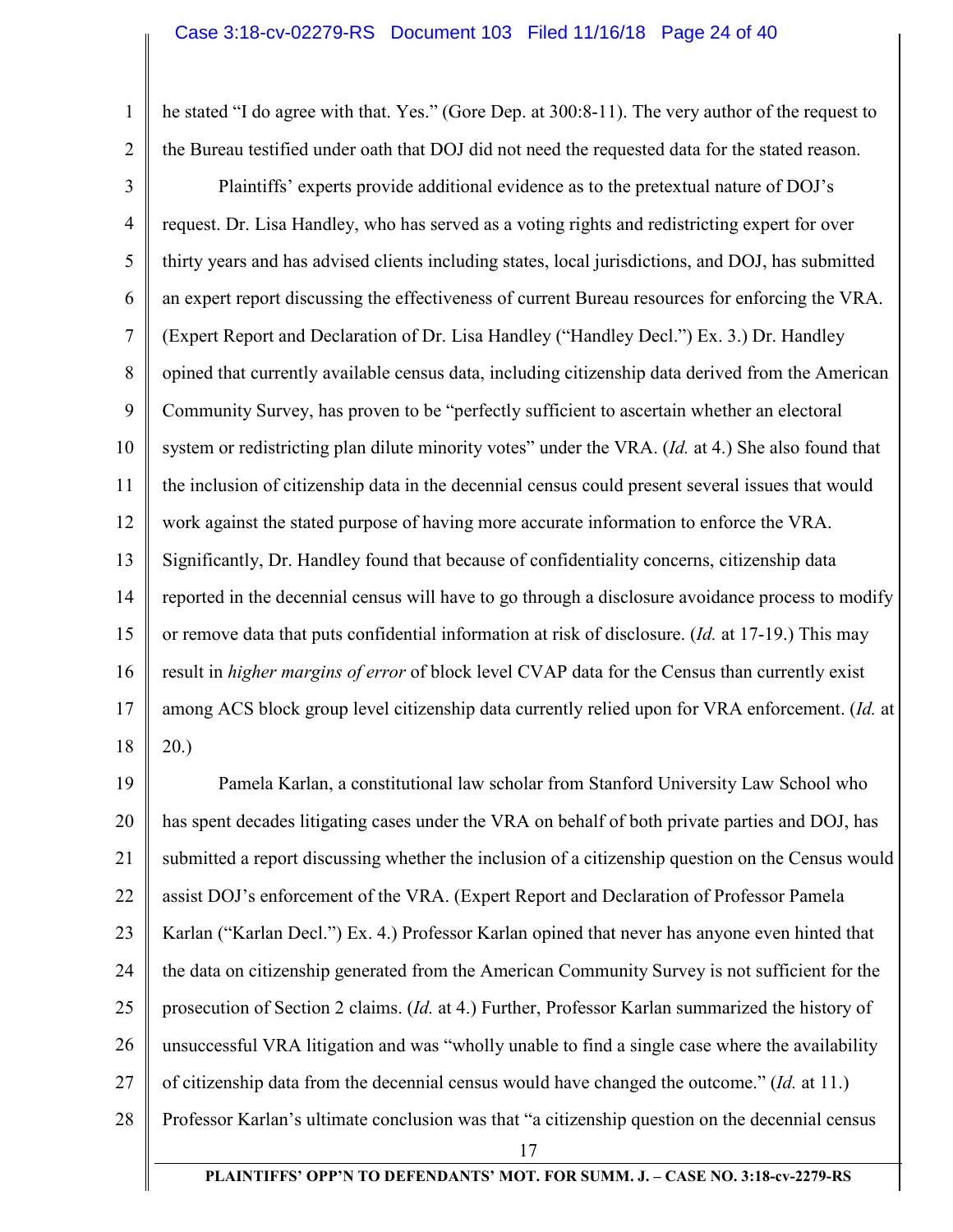he stated "I do agree with that. Yes." (Gore Dep. at 300:8-11). The very author of the request to the Bureau testified under oath that DOJ did not need the requested data for the stated reason.

Plaintiffs' experts provide additional evidence as to the pretextual nature of DOJ's request. Dr. Lisa Handley, who has served as a voting rights and redistricting expert for over thirty years and has advised clients including states, local jurisdictions, and DOJ, has submitted an expert report discussing the effectiveness of current Bureau resources for enforcing the VRA. (Expert Report and Declaration of Dr. Lisa Handley ("Handley Decl.") Ex. 3.) Dr. Handley opined that currently available census data, including citizenship data derived from the American Community Survey, has proven to be "perfectly sufficient to ascertain whether an electoral system or redistricting plan dilute minority votes" under the VRA. (*Id.* at 4.) She also found that the inclusion of citizenship data in the decennial census could present several issues that would work against the stated purpose of having more accurate information to enforce the VRA. Significantly, Dr. Handley found that because of confidentiality concerns, citizenship data reported in the decennial census will have to go through a disclosure avoidance process to modify or remove data that puts confidential information at risk of disclosure. (*Id.* at 17-19.) This may result in *higher margins of error* of block level CVAP data for the Census than currently exist among ACS block group level citizenship data currently relied upon for VRA enforcement. (*Id.* at 20.)

Pamela Karlan, a constitutional law scholar from Stanford University Law School who has spent decades litigating cases under the VRA on behalf of both private parties and DOJ, has submitted a report discussing whether the inclusion of a citizenship question on the Census would assist DOJ's enforcement of the VRA. (Expert Report and Declaration of Professor Pamela Karlan ("Karlan Decl.") Ex. 4.) Professor Karlan opined that never has anyone even hinted that the data on citizenship generated from the American Community Survey is not sufficient for the prosecution of Section 2 claims. (*Id.* at 4.) Further, Professor Karlan summarized the history of unsuccessful VRA litigation and was "wholly unable to find a single case where the availability of citizenship data from the decennial census would have changed the outcome." (*Id.* at 11.) Professor Karlan's ultimate conclusion was that "a citizenship question on the decennial census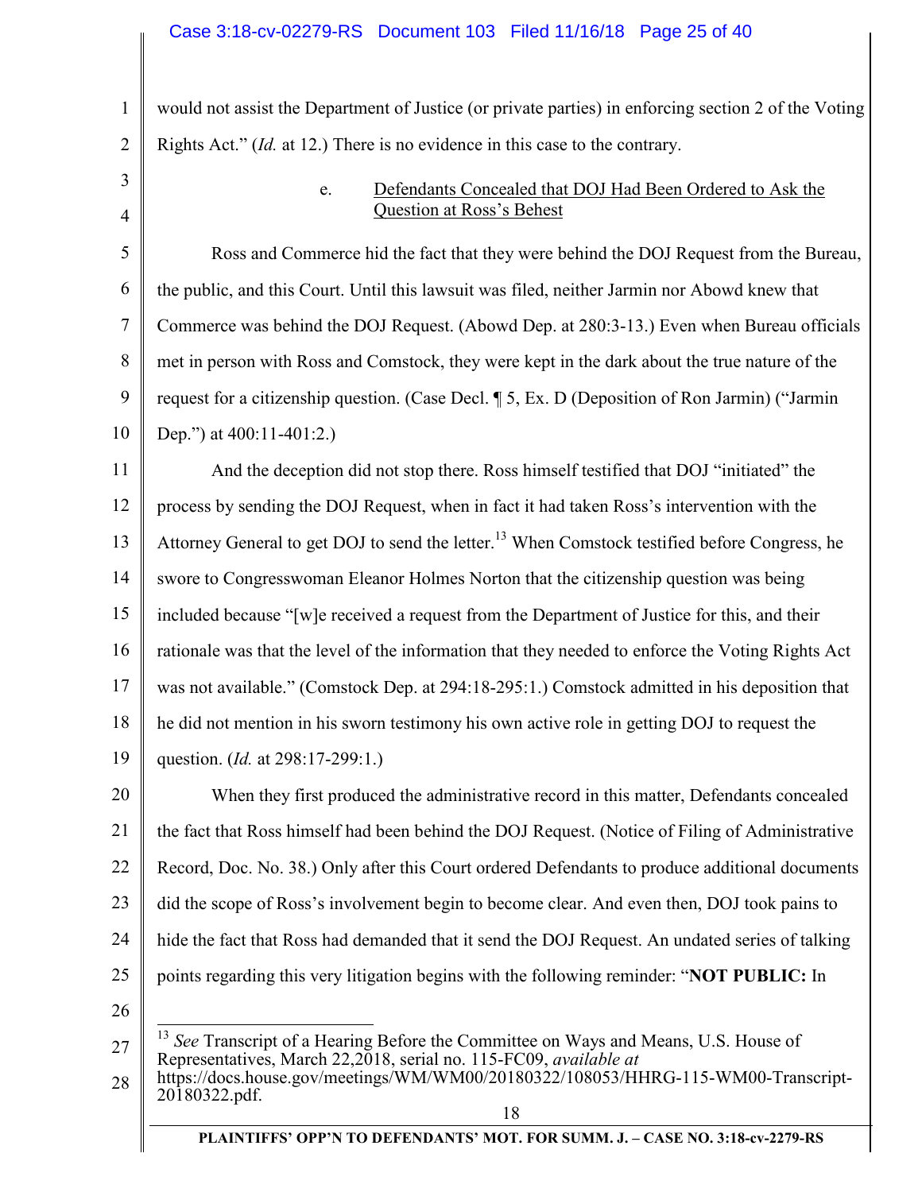would not assist the Department of Justice (or private parties) in enforcing section 2 of the Voting Rights Act." (*Id.* at 12.) There is no evidence in this case to the contrary.

e. <u>Defendants Concealed that DOJ Had Been Ordered to Ask the Question at Ross's Behest</u>

Ross and Commerce hid the fact that they were behind the DOJ Request from the Bureau, the public, and this Court. Until this lawsuit was filed, neither Jarmin nor Abowd knew that Commerce was behind the DOJ Request. (Abowd Dep. at 280:3-13.) Even when Bureau officials met in person with Ross and Comstock, they were kept in the dark about the true nature of the request for a citizenship question. (Case Decl. ¶ 5, Ex. D (Deposition of Ron Jarmin) ("Jarmin Dep.") at 400:11-401:2.)

And the deception did not stop there. Ross himself testified that DOJ "initiated" the process by sending the DOJ Request, when in fact it had taken Ross's intervention with the Attorney General to get DOJ to send the letter.[13] When Comstock testified before Congress, he swore to Congresswoman Eleanor Holmes Norton that the citizenship question was being included because "[w]e received a request from the Department of Justice for this, and their rationale was that the level of the information that they needed to enforce the Voting Rights Act was not available." (Comstock Dep. at 294:18-295:1.) Comstock admitted in his deposition that he did not mention in his sworn testimony his own active role in getting DOJ to request the question. (*Id.* at 298:17-299:1.)

When they first produced the administrative record in this matter, Defendants concealed the fact that Ross himself had been behind the DOJ Request. (Notice of Filing of Administrative Record, Doc. No. 38.) Only after this Court ordered Defendants to produce additional documents did the scope of Ross's involvement begin to become clear. And even then, DOJ took pains to hide the fact that Ross had demanded that it send the DOJ Request. An undated series of talking points regarding this very litigation begins with the following reminder: "**NOT PUBLIC:** In

---

[13] *See* Transcript of a Hearing Before the Committee on Ways and Means, U.S. House of Representatives, March 22,2018, serial no. 115-FC09, *available at* https://docs.house.gov/meetings/WM/WM00/20180322/108053/HHRG-115-WM00-Transcript-20180322.pdf.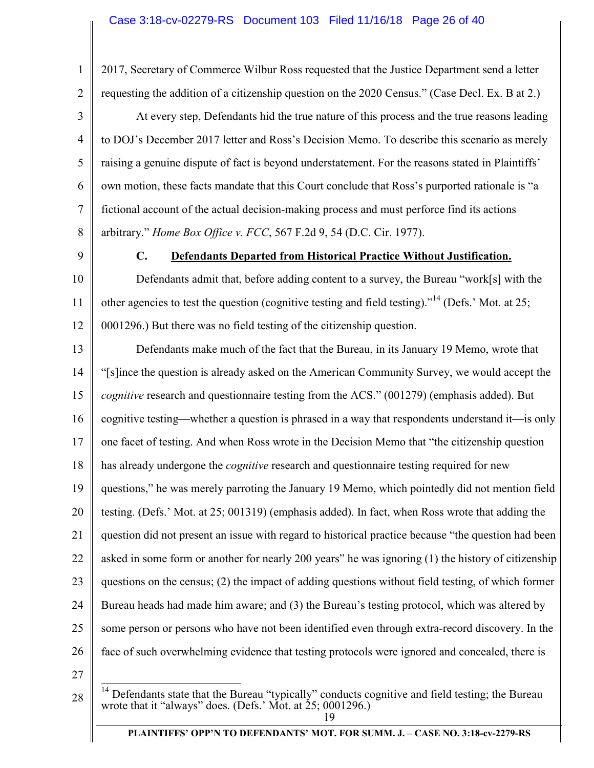2017, Secretary of Commerce Wilbur Ross requested that the Justice Department send a letter requesting the addition of a citizenship question on the 2020 Census." (Case Decl. Ex. B at 2.)

At every step, Defendants hid the true nature of this process and the true reasons leading to DOJ's December 2017 letter and Ross's Decision Memo. To describe this scenario as merely raising a genuine dispute of fact is beyond understatement. For the reasons stated in Plaintiffs' own motion, these facts mandate that this Court conclude that Ross's purported rationale is "a fictional account of the actual decision-making process and must perforce find its actions arbitrary." *Home Box Office v. FCC*, 567 F.2d 9, 54 (D.C. Cir. 1977).

### C. Defendants Departed from Historical Practice Without Justification.

Defendants admit that, before adding content to a survey, the Bureau "work[s] with the other agencies to test the question (cognitive testing and field testing)."[14] (Defs.' Mot. at 25; 0001296.) But there was no field testing of the citizenship question.

Defendants make much of the fact that the Bureau, in its January 19 Memo, wrote that "[s]ince the question is already asked on the American Community Survey, we would accept the *cognitive* research and questionnaire testing from the ACS." (001279) (emphasis added). But cognitive testing—whether a question is phrased in a way that respondents understand it—is only one facet of testing. And when Ross wrote in the Decision Memo that "the citizenship question has already undergone the *cognitive* research and questionnaire testing required for new questions," he was merely parroting the January 19 Memo, which pointedly did not mention field testing. (Defs.' Mot. at 25; 001319) (emphasis added). In fact, when Ross wrote that adding the question did not present an issue with regard to historical practice because "the question had been asked in some form or another for nearly 200 years" he was ignoring (1) the history of citizenship questions on the census; (2) the impact of adding questions without field testing, of which former Bureau heads had made him aware; and (3) the Bureau's testing protocol, which was altered by some person or persons who have not been identified even through extra-record discovery. In the face of such overwhelming evidence that testing protocols were ignored and concealed, there is

[14] Defendants state that the Bureau "typically" conducts cognitive and field testing; the Bureau wrote that it "always" does. (Defs.' Mot. at 25; 0001296.)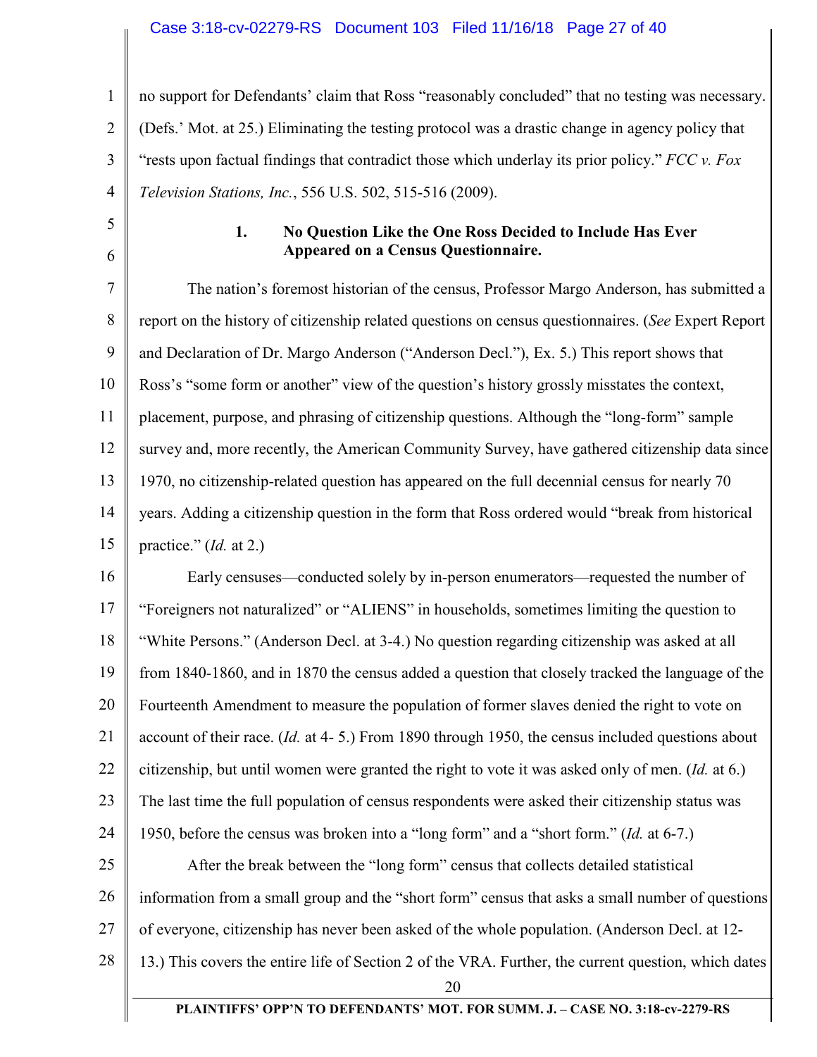no support for Defendants' claim that Ross "reasonably concluded" that no testing was necessary. (Defs.' Mot. at 25.) Eliminating the testing protocol was a drastic change in agency policy that "rests upon factual findings that contradict those which underlay its prior policy." *FCC v. Fox Television Stations, Inc.*, 556 U.S. 502, 515-516 (2009).

### 1. No Question Like the One Ross Decided to Include Has Ever Appeared on a Census Questionnaire.

The nation's foremost historian of the census, Professor Margo Anderson, has submitted a report on the history of citizenship related questions on census questionnaires. (*See* Expert Report and Declaration of Dr. Margo Anderson ("Anderson Decl."), Ex. 5.) This report shows that Ross's "some form or another" view of the question's history grossly misstates the context, placement, purpose, and phrasing of citizenship questions. Although the "long-form" sample survey and, more recently, the American Community Survey, have gathered citizenship data since 1970, no citizenship-related question has appeared on the full decennial census for nearly 70 years. Adding a citizenship question in the form that Ross ordered would "break from historical practice." (*Id.* at 2.)

Early censuses—conducted solely by in-person enumerators—requested the number of "Foreigners not naturalized" or "ALIENS" in households, sometimes limiting the question to "White Persons." (Anderson Decl. at 3-4.) No question regarding citizenship was asked at all from 1840-1860, and in 1870 the census added a question that closely tracked the language of the Fourteenth Amendment to measure the population of former slaves denied the right to vote on account of their race. (*Id.* at 4- 5.) From 1890 through 1950, the census included questions about citizenship, but until women were granted the right to vote it was asked only of men. (*Id.* at 6.) The last time the full population of census respondents were asked their citizenship status was 1950, before the census was broken into a "long form" and a "short form." (*Id.* at 6-7.)

After the break between the "long form" census that collects detailed statistical information from a small group and the "short form" census that asks a small number of questions of everyone, citizenship has never been asked of the whole population. (Anderson Decl. at 12-13.) This covers the entire life of Section 2 of the VRA. Further, the current question, which dates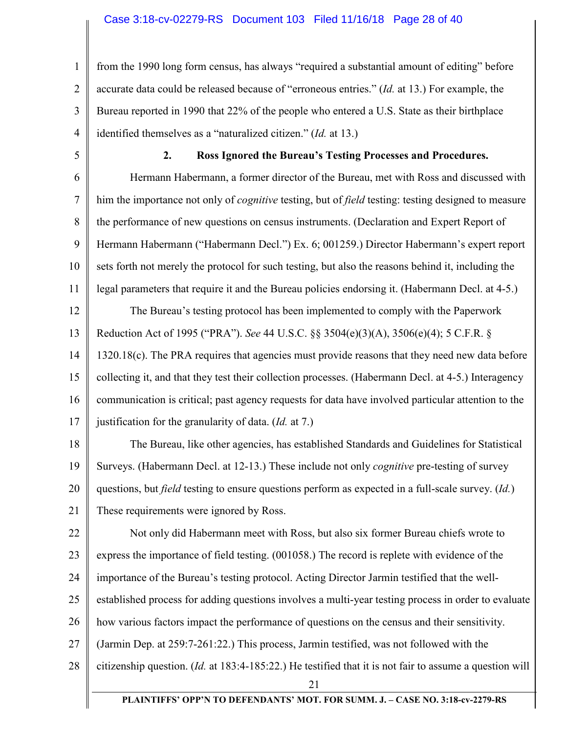from the 1990 long form census, has always "required a substantial amount of editing" before accurate data could be released because of "erroneous entries." (*Id.* at 13.) For example, the Bureau reported in 1990 that 22% of the people who entered a U.S. State as their birthplace identified themselves as a "naturalized citizen." (*Id.* at 13.)

**2. Ross Ignored the Bureau's Testing Processes and Procedures.**

Hermann Habermann, a former director of the Bureau, met with Ross and discussed with him the importance not only of *cognitive* testing, but of *field* testing: testing designed to measure the performance of new questions on census instruments. (Declaration and Expert Report of Hermann Habermann ("Habermann Decl.") Ex. 6; 001259.) Director Habermann's expert report sets forth not merely the protocol for such testing, but also the reasons behind it, including the legal parameters that require it and the Bureau policies endorsing it. (Habermann Decl. at 4-5.)

The Bureau's testing protocol has been implemented to comply with the Paperwork Reduction Act of 1995 ("PRA"). *See* 44 U.S.C. §§ 3504(e)(3)(A), 3506(e)(4); 5 C.F.R. § 1320.18(c). The PRA requires that agencies must provide reasons that they need new data before collecting it, and that they test their collection processes. (Habermann Decl. at 4-5.) Interagency communication is critical; past agency requests for data have involved particular attention to the justification for the granularity of data. (*Id.* at 7.)

The Bureau, like other agencies, has established Standards and Guidelines for Statistical Surveys. (Habermann Decl. at 12-13.) These include not only *cognitive* pre-testing of survey questions, but *field* testing to ensure questions perform as expected in a full-scale survey. (*Id.*) These requirements were ignored by Ross.

Not only did Habermann meet with Ross, but also six former Bureau chiefs wrote to express the importance of field testing. (001058.) The record is replete with evidence of the importance of the Bureau's testing protocol. Acting Director Jarmin testified that the well-established process for adding questions involves a multi-year testing process in order to evaluate how various factors impact the performance of questions on the census and their sensitivity. (Jarmin Dep. at 259:7-261:22.) This process, Jarmin testified, was not followed with the citizenship question. (*Id.* at 183:4-185:22.) He testified that it is not fair to assume a question will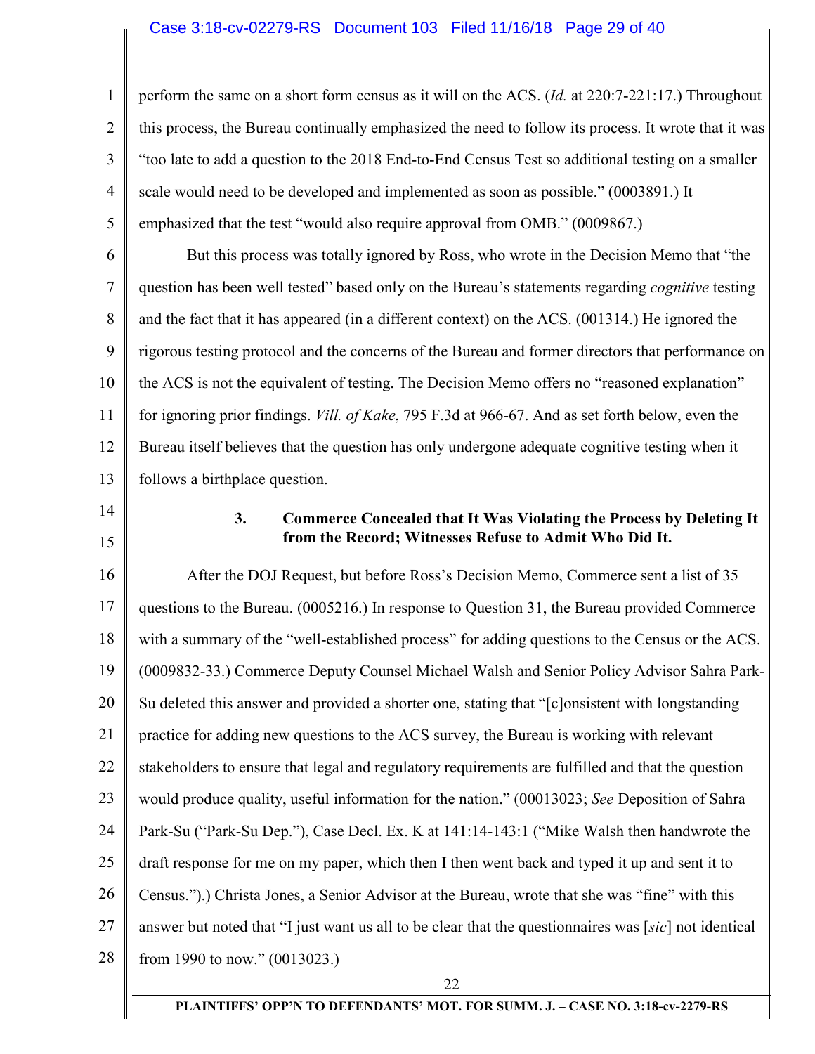perform the same on a short form census as it will on the ACS. (*Id.* at 220:7-221:17.) Throughout this process, the Bureau continually emphasized the need to follow its process. It wrote that it was "too late to add a question to the 2018 End-to-End Census Test so additional testing on a smaller scale would need to be developed and implemented as soon as possible." (0003891.) It emphasized that the test "would also require approval from OMB." (0009867.)

But this process was totally ignored by Ross, who wrote in the Decision Memo that "the question has been well tested" based only on the Bureau's statements regarding *cognitive* testing and the fact that it has appeared (in a different context) on the ACS. (001314.) He ignored the rigorous testing protocol and the concerns of the Bureau and former directors that performance on the ACS is not the equivalent of testing. The Decision Memo offers no "reasoned explanation" for ignoring prior findings. *Vill. of Kake*, 795 F.3d at 966-67. And as set forth below, even the Bureau itself believes that the question has only undergone adequate cognitive testing when it follows a birthplace question.

### 3. Commerce Concealed that It Was Violating the Process by Deleting It from the Record; Witnesses Refuse to Admit Who Did It.

After the DOJ Request, but before Ross's Decision Memo, Commerce sent a list of 35 questions to the Bureau. (0005216.) In response to Question 31, the Bureau provided Commerce with a summary of the "well-established process" for adding questions to the Census or the ACS. (0009832-33.) Commerce Deputy Counsel Michael Walsh and Senior Policy Advisor Sahra Park-Su deleted this answer and provided a shorter one, stating that "[c]onsistent with longstanding practice for adding new questions to the ACS survey, the Bureau is working with relevant stakeholders to ensure that legal and regulatory requirements are fulfilled and that the question would produce quality, useful information for the nation." (00013023; *See* Deposition of Sahra Park-Su ("Park-Su Dep."), Case Decl. Ex. K at 141:14-143:1 ("Mike Walsh then handwrote the draft response for me on my paper, which then I then went back and typed it up and sent it to Census.").) Christa Jones, a Senior Advisor at the Bureau, wrote that she was "fine" with this answer but noted that "I just want us all to be clear that the questionnaires was [*sic*] not identical from 1990 to now." (0013023.)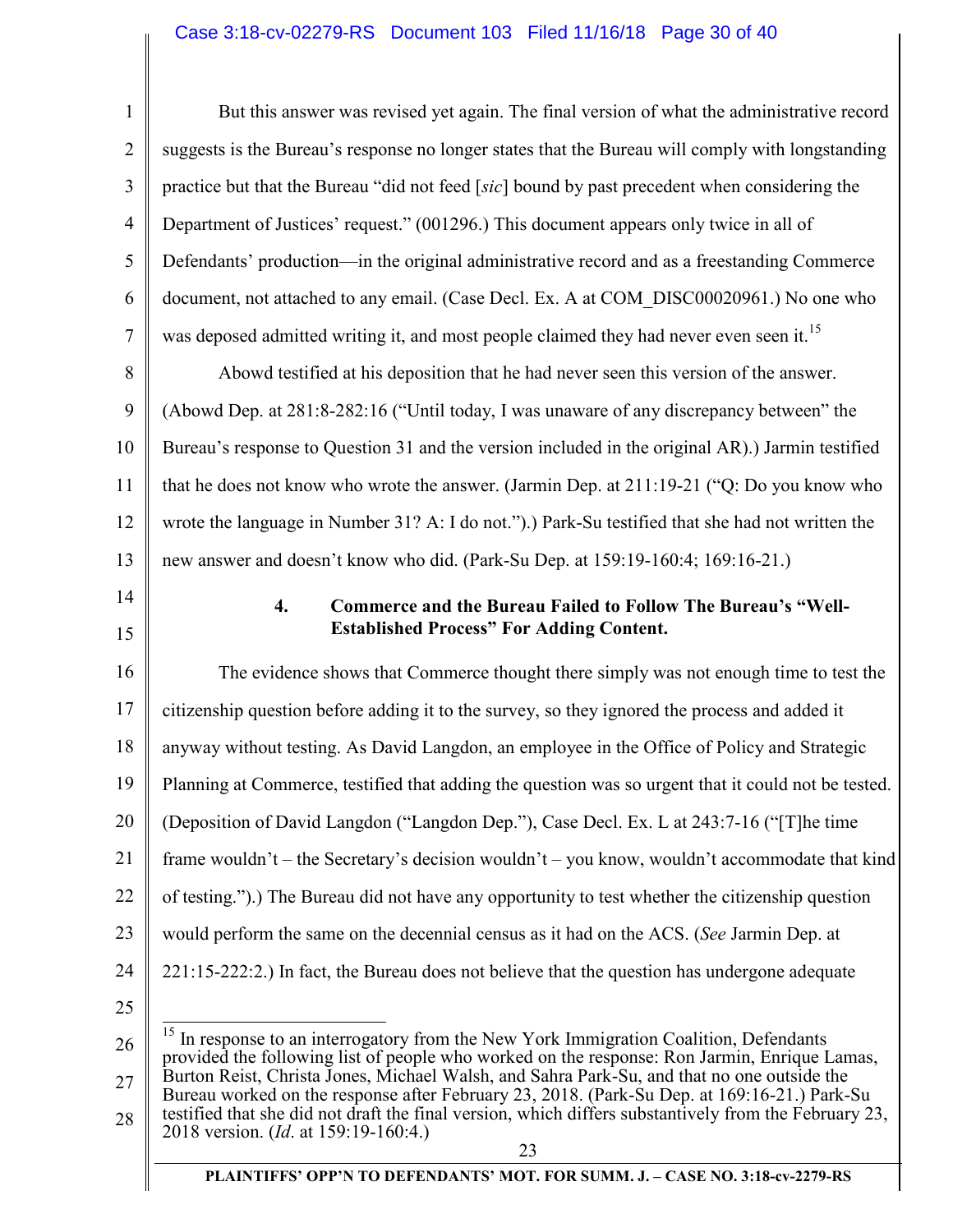But this answer was revised yet again. The final version of what the administrative record suggests is the Bureau's response no longer states that the Bureau will comply with longstanding practice but that the Bureau "did not feed [*sic*] bound by past precedent when considering the Department of Justices' request." (001296.) This document appears only twice in all of Defendants' production—in the original administrative record and as a freestanding Commerce document, not attached to any email. (Case Decl. Ex. A at COM_DISC00020961.) No one who was deposed admitted writing it, and most people claimed they had never even seen it.[15]

Abowd testified at his deposition that he had never seen this version of the answer. (Abowd Dep. at 281:8-282:16 ("Until today, I was unaware of any discrepancy between" the Bureau's response to Question 31 and the version included in the original AR).) Jarmin testified that he does not know who wrote the answer. (Jarmin Dep. at 211:19-21 ("Q: Do you know who wrote the language in Number 31? A: I do not.").) Park-Su testified that she had not written the new answer and doesn't know who did. (Park-Su Dep. at 159:19-160:4; 169:16-21.)

#### 4. Commerce and the Bureau Failed to Follow The Bureau's "Well-Established Process" For Adding Content.

The evidence shows that Commerce thought there simply was not enough time to test the citizenship question before adding it to the survey, so they ignored the process and added it anyway without testing. As David Langdon, an employee in the Office of Policy and Strategic Planning at Commerce, testified that adding the question was so urgent that it could not be tested. (Deposition of David Langdon ("Langdon Dep."), Case Decl. Ex. L at 243:7-16 ("[T]he time frame wouldn't – the Secretary's decision wouldn't – you know, wouldn't accommodate that kind of testing.").) The Bureau did not have any opportunity to test whether the citizenship question would perform the same on the decennial census as it had on the ACS. (*See* Jarmin Dep. at 221:15-222:2.) In fact, the Bureau does not believe that the question has undergone adequate

[15] In response to an interrogatory from the New York Immigration Coalition, Defendants provided the following list of people who worked on the response: Ron Jarmin, Enrique Lamas, Burton Reist, Christa Jones, Michael Walsh, and Sahra Park-Su, and that no one outside the Bureau worked on the response after February 23, 2018. (Park-Su Dep. at 169:16-21.) Park-Su testified that she did not draft the final version, which differs substantively from the February 23, 2018 version. (*Id*. at 159:19-160:4.)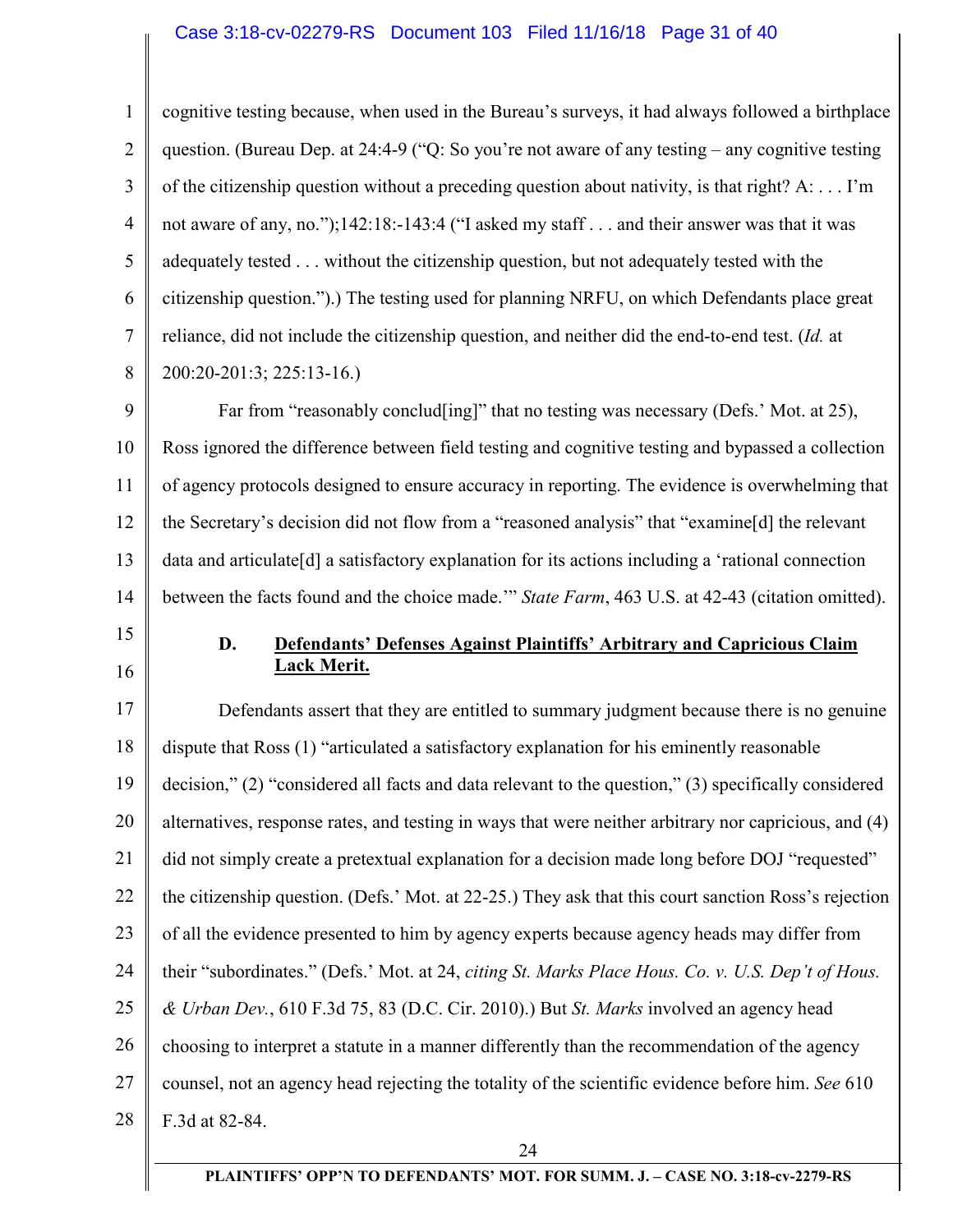cognitive testing because, when used in the Bureau's surveys, it had always followed a birthplace question. (Bureau Dep. at 24:4-9 ("Q: So you're not aware of any testing – any cognitive testing of the citizenship question without a preceding question about nativity, is that right? A: . . . I'm not aware of any, no.");142:18:-143:4 ("I asked my staff . . . and their answer was that it was adequately tested . . . without the citizenship question, but not adequately tested with the citizenship question.").) The testing used for planning NRFU, on which Defendants place great reliance, did not include the citizenship question, and neither did the end-to-end test. (*Id.* at 200:20-201:3; 225:13-16.)

Far from "reasonably conclud[ing]" that no testing was necessary (Defs.' Mot. at 25), Ross ignored the difference between field testing and cognitive testing and bypassed a collection of agency protocols designed to ensure accuracy in reporting. The evidence is overwhelming that the Secretary's decision did not flow from a "reasoned analysis" that "examine[d] the relevant data and articulate[d] a satisfactory explanation for its actions including a 'rational connection between the facts found and the choice made.'" *State Farm*, 463 U.S. at 42-43 (citation omitted).

### D. Defendants' Defenses Against Plaintiffs' Arbitrary and Capricious Claim Lack Merit.

Defendants assert that they are entitled to summary judgment because there is no genuine dispute that Ross (1) "articulated a satisfactory explanation for his eminently reasonable decision," (2) "considered all facts and data relevant to the question," (3) specifically considered alternatives, response rates, and testing in ways that were neither arbitrary nor capricious, and (4) did not simply create a pretextual explanation for a decision made long before DOJ "requested" the citizenship question. (Defs.' Mot. at 22-25.) They ask that this court sanction Ross's rejection of all the evidence presented to him by agency experts because agency heads may differ from their "subordinates." (Defs.' Mot. at 24, *citing St. Marks Place Hous. Co. v. U.S. Dep't of Hous. & Urban Dev.*, 610 F.3d 75, 83 (D.C. Cir. 2010).) But *St. Marks* involved an agency head choosing to interpret a statute in a manner differently than the recommendation of the agency counsel, not an agency head rejecting the totality of the scientific evidence before him. *See* 610 F.3d at 82-84.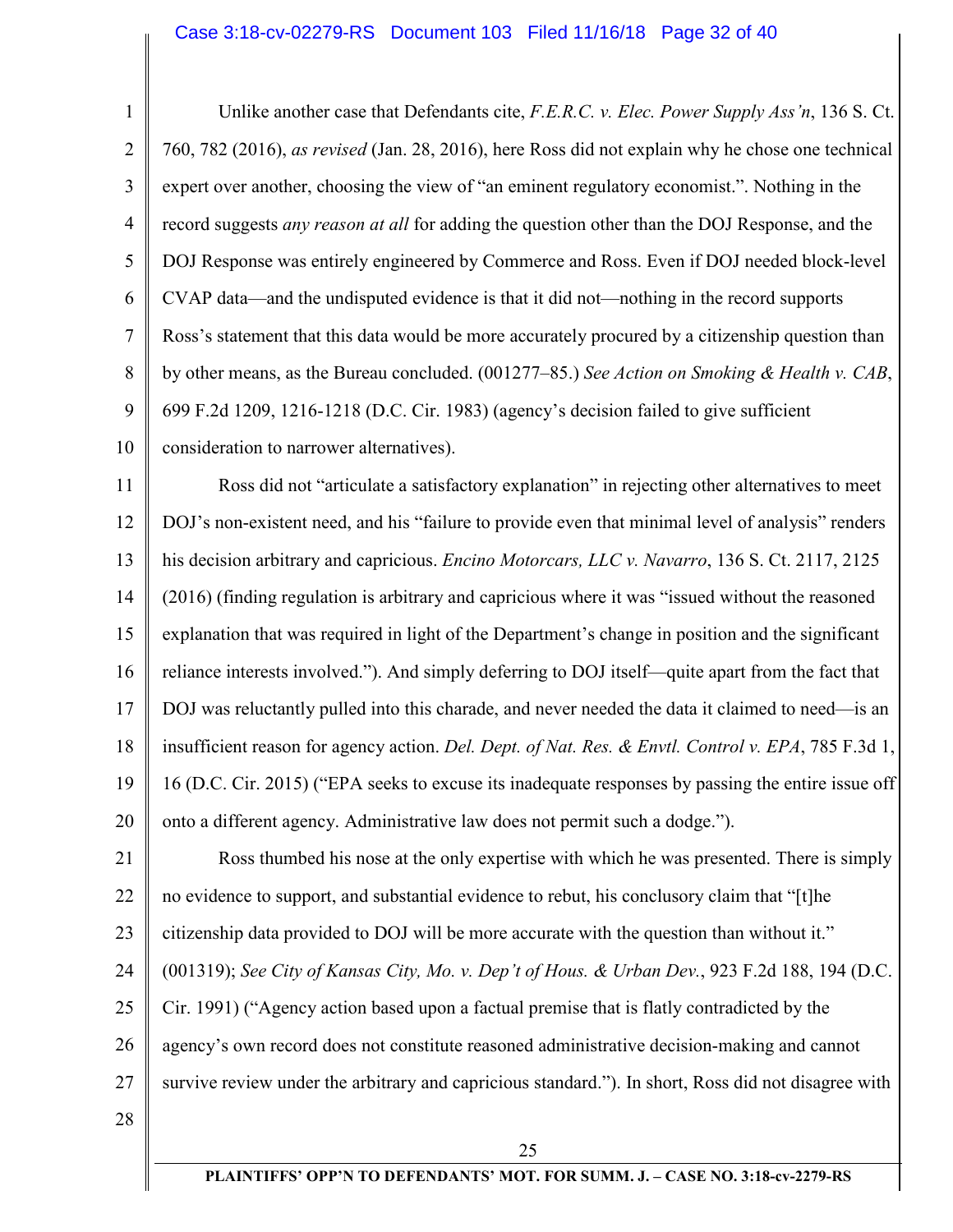Unlike another case that Defendants cite, *F.E.R.C. v. Elec. Power Supply Ass'n*, 136 S. Ct. 760, 782 (2016), *as revised* (Jan. 28, 2016), here Ross did not explain why he chose one technical expert over another, choosing the view of "an eminent regulatory economist.". Nothing in the record suggests *any reason at all* for adding the question other than the DOJ Response, and the DOJ Response was entirely engineered by Commerce and Ross. Even if DOJ needed block-level CVAP data—and the undisputed evidence is that it did not—nothing in the record supports Ross's statement that this data would be more accurately procured by a citizenship question than by other means, as the Bureau concluded. (001277–85.) *See Action on Smoking & Health v. CAB*, 699 F.2d 1209, 1216-1218 (D.C. Cir. 1983) (agency's decision failed to give sufficient consideration to narrower alternatives).

Ross did not "articulate a satisfactory explanation" in rejecting other alternatives to meet DOJ's non-existent need, and his "failure to provide even that minimal level of analysis" renders his decision arbitrary and capricious. *Encino Motorcars, LLC v. Navarro*, 136 S. Ct. 2117, 2125 (2016) (finding regulation is arbitrary and capricious where it was "issued without the reasoned explanation that was required in light of the Department's change in position and the significant reliance interests involved."). And simply deferring to DOJ itself—quite apart from the fact that DOJ was reluctantly pulled into this charade, and never needed the data it claimed to need—is an insufficient reason for agency action. *Del. Dept. of Nat. Res. & Envtl. Control v. EPA*, 785 F.3d 1, 16 (D.C. Cir. 2015) ("EPA seeks to excuse its inadequate responses by passing the entire issue off onto a different agency. Administrative law does not permit such a dodge.").

Ross thumbed his nose at the only expertise with which he was presented. There is simply no evidence to support, and substantial evidence to rebut, his conclusory claim that "[t]he citizenship data provided to DOJ will be more accurate with the question than without it." (001319); *See City of Kansas City, Mo. v. Dep't of Hous. & Urban Dev.*, 923 F.2d 188, 194 (D.C. Cir. 1991) ("Agency action based upon a factual premise that is flatly contradicted by the agency's own record does not constitute reasoned administrative decision-making and cannot survive review under the arbitrary and capricious standard."). In short, Ross did not disagree with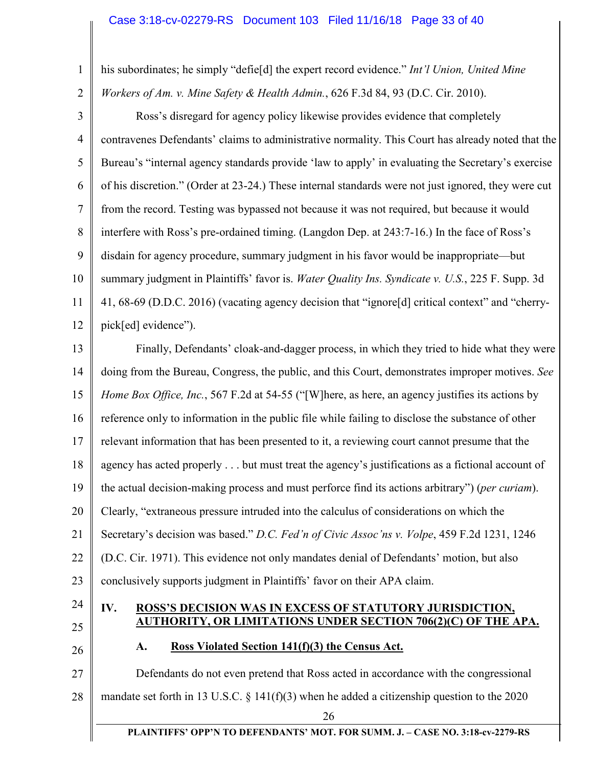his subordinates; he simply "defie[d] the expert record evidence." *Int'l Union, United Mine Workers of Am. v. Mine Safety & Health Admin.*, 626 F.3d 84, 93 (D.C. Cir. 2010).

Ross's disregard for agency policy likewise provides evidence that completely contravenes Defendants' claims to administrative normality. This Court has already noted that the Bureau's "internal agency standards provide 'law to apply' in evaluating the Secretary's exercise of his discretion." (Order at 23-24.) These internal standards were not just ignored, they were cut from the record. Testing was bypassed not because it was not required, but because it would interfere with Ross's pre-ordained timing. (Langdon Dep. at 243:7-16.) In the face of Ross's disdain for agency procedure, summary judgment in his favor would be inappropriate—but summary judgment in Plaintiffs' favor is. *Water Quality Ins. Syndicate v. U.S.*, 225 F. Supp. 3d 41, 68-69 (D.D.C. 2016) (vacating agency decision that "ignore[d] critical context" and "cherry-pick[ed] evidence").

Finally, Defendants' cloak-and-dagger process, in which they tried to hide what they were doing from the Bureau, Congress, the public, and this Court, demonstrates improper motives. *See Home Box Office, Inc.*, 567 F.2d at 54-55 ("[W]here, as here, an agency justifies its actions by reference only to information in the public file while failing to disclose the substance of other relevant information that has been presented to it, a reviewing court cannot presume that the agency has acted properly . . . but must treat the agency's justifications as a fictional account of the actual decision-making process and must perforce find its actions arbitrary") (*per curiam*). Clearly, "extraneous pressure intruded into the calculus of considerations on which the Secretary's decision was based." *D.C. Fed'n of Civic Assoc'ns v. Volpe*, 459 F.2d 1231, 1246 (D.C. Cir. 1971). This evidence not only mandates denial of Defendants' motion, but also conclusively supports judgment in Plaintiffs' favor on their APA claim.

## IV. ROSS'S DECISION WAS IN EXCESS OF STATUTORY JURISDICTION, AUTHORITY, OR LIMITATIONS UNDER SECTION 706(2)(C) OF THE APA.

### A. Ross Violated Section 141(f)(3) the Census Act.

Defendants do not even pretend that Ross acted in accordance with the congressional mandate set forth in 13 U.S.C. § 141(f)(3) when he added a citizenship question to the 2020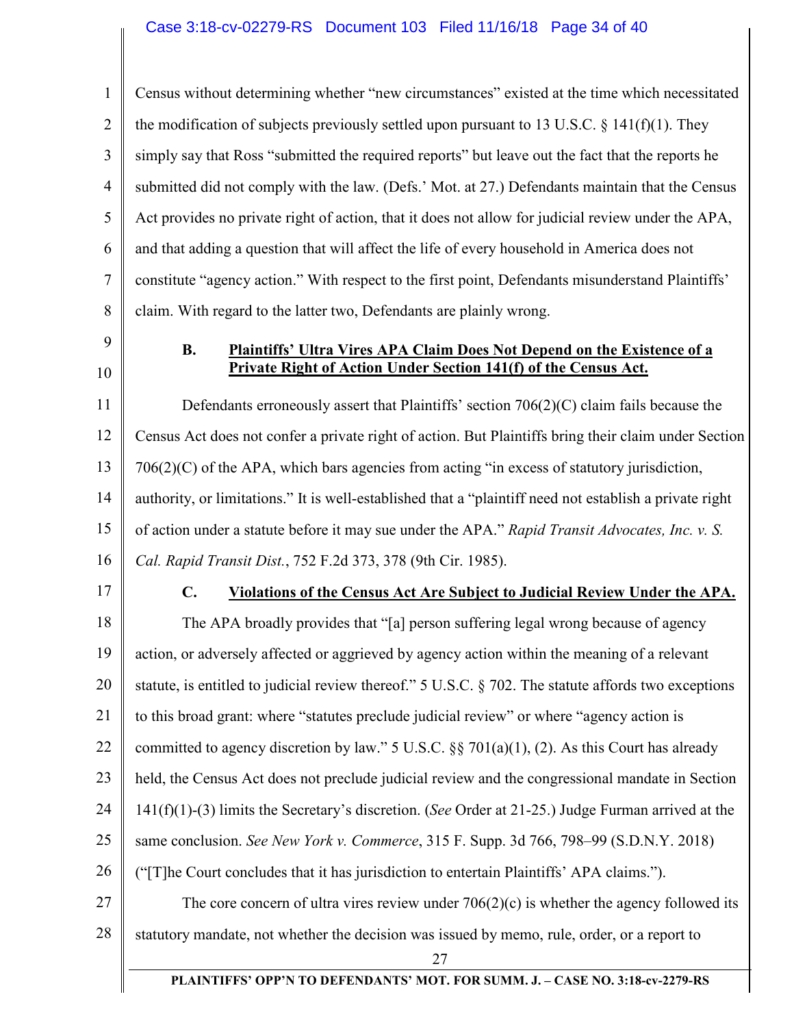Census without determining whether "new circumstances" existed at the time which necessitated the modification of subjects previously settled upon pursuant to 13 U.S.C. § 141(f)(1). They simply say that Ross "submitted the required reports" but leave out the fact that the reports he submitted did not comply with the law. (Defs.' Mot. at 27.) Defendants maintain that the Census Act provides no private right of action, that it does not allow for judicial review under the APA, and that adding a question that will affect the life of every household in America does not constitute "agency action." With respect to the first point, Defendants misunderstand Plaintiffs' claim. With regard to the latter two, Defendants are plainly wrong.

### B. Plaintiffs' Ultra Vires APA Claim Does Not Depend on the Existence of a Private Right of Action Under Section 141(f) of the Census Act.

Defendants erroneously assert that Plaintiffs' section 706(2)(C) claim fails because the Census Act does not confer a private right of action. But Plaintiffs bring their claim under Section 706(2)(C) of the APA, which bars agencies from acting "in excess of statutory jurisdiction, authority, or limitations." It is well-established that a "plaintiff need not establish a private right of action under a statute before it may sue under the APA." *Rapid Transit Advocates, Inc. v. S. Cal. Rapid Transit Dist.*, 752 F.2d 373, 378 (9th Cir. 1985).

### C. Violations of the Census Act Are Subject to Judicial Review Under the APA.

The APA broadly provides that "[a] person suffering legal wrong because of agency action, or adversely affected or aggrieved by agency action within the meaning of a relevant statute, is entitled to judicial review thereof." 5 U.S.C. § 702. The statute affords two exceptions to this broad grant: where "statutes preclude judicial review" or where "agency action is committed to agency discretion by law." 5 U.S.C. §§ 701(a)(1), (2). As this Court has already held, the Census Act does not preclude judicial review and the congressional mandate in Section 141(f)(1)-(3) limits the Secretary's discretion. (*See* Order at 21-25.) Judge Furman arrived at the same conclusion. *See New York v. Commerce*, 315 F. Supp. 3d 766, 798–99 (S.D.N.Y. 2018) ("[T]he Court concludes that it has jurisdiction to entertain Plaintiffs' APA claims.").

The core concern of ultra vires review under 706(2)(c) is whether the agency followed its statutory mandate, not whether the decision was issued by memo, rule, order, or a report to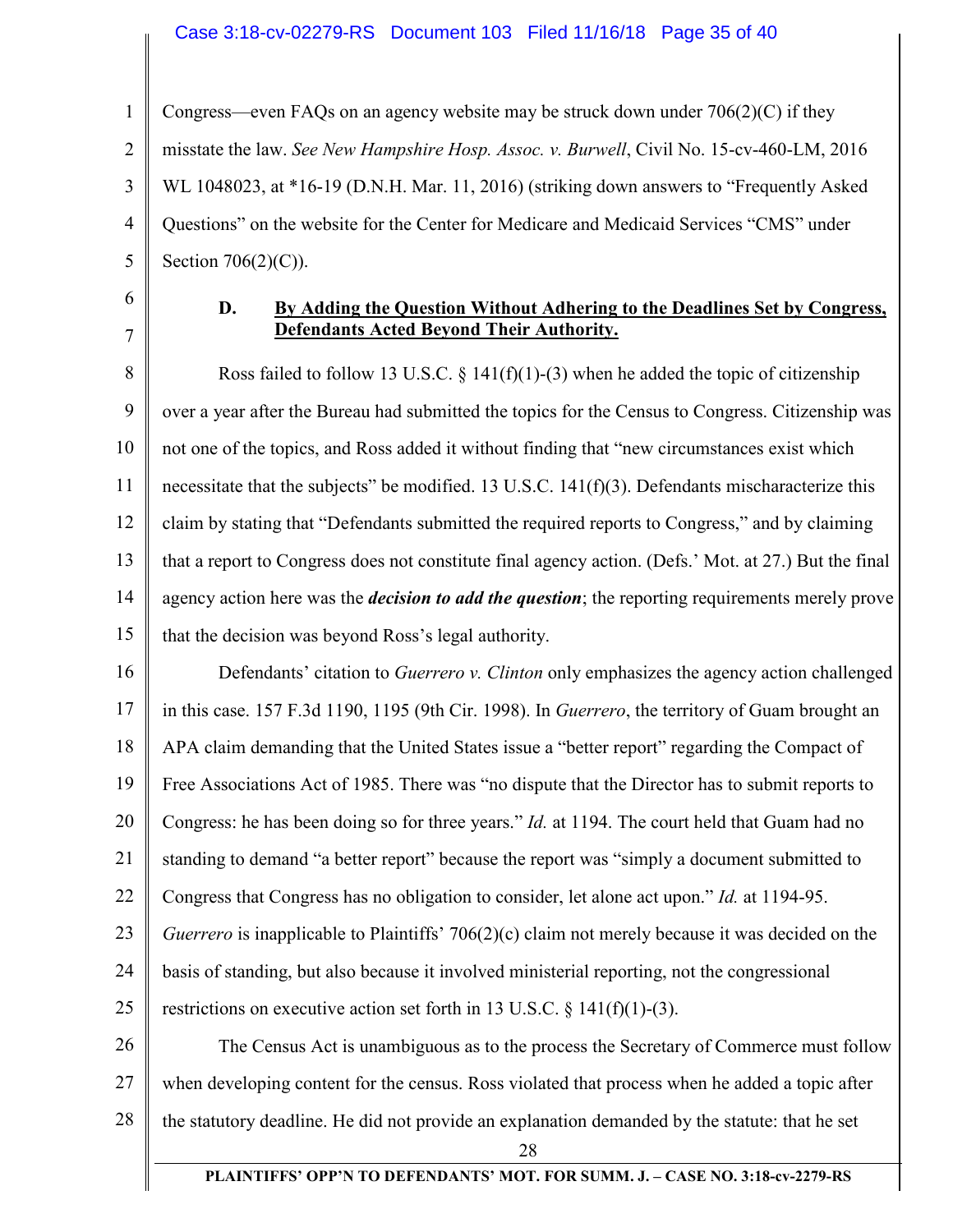Congress—even FAQs on an agency website may be struck down under 706(2)(C) if they misstate the law. *See New Hampshire Hosp. Assoc. v. Burwell*, Civil No. 15-cv-460-LM, 2016 WL 1048023, at *16-19 (D.N.H. Mar. 11, 2016) (striking down answers to "Frequently Asked Questions" on the website for the Center for Medicare and Medicaid Services "CMS" under Section 706(2)(C)).

### D. **By Adding the Question Without Adhering to the Deadlines Set by Congress, Defendants Acted Beyond Their Authority.**

Ross failed to follow 13 U.S.C. § 141(f)(1)-(3) when he added the topic of citizenship over a year after the Bureau had submitted the topics for the Census to Congress. Citizenship was not one of the topics, and Ross added it without finding that "new circumstances exist which necessitate that the subjects" be modified. 13 U.S.C. 141(f)(3). Defendants mischaracterize this claim by stating that "Defendants submitted the required reports to Congress," and by claiming that a report to Congress does not constitute final agency action. (Defs.' Mot. at 27.) But the final agency action here was the ***decision to add the question***; the reporting requirements merely prove that the decision was beyond Ross's legal authority.

Defendants' citation to *Guerrero v. Clinton* only emphasizes the agency action challenged in this case. 157 F.3d 1190, 1195 (9th Cir. 1998). In *Guerrero*, the territory of Guam brought an APA claim demanding that the United States issue a "better report" regarding the Compact of Free Associations Act of 1985. There was "no dispute that the Director has to submit reports to Congress: he has been doing so for three years." *Id.* at 1194. The court held that Guam had no standing to demand "a better report" because the report was "simply a document submitted to Congress that Congress has no obligation to consider, let alone act upon." *Id.* at 1194-95. *Guerrero* is inapplicable to Plaintiffs' 706(2)(c) claim not merely because it was decided on the basis of standing, but also because it involved ministerial reporting, not the congressional restrictions on executive action set forth in 13 U.S.C. § 141(f)(1)-(3).

The Census Act is unambiguous as to the process the Secretary of Commerce must follow when developing content for the census. Ross violated that process when he added a topic after the statutory deadline. He did not provide an explanation demanded by the statute: that he set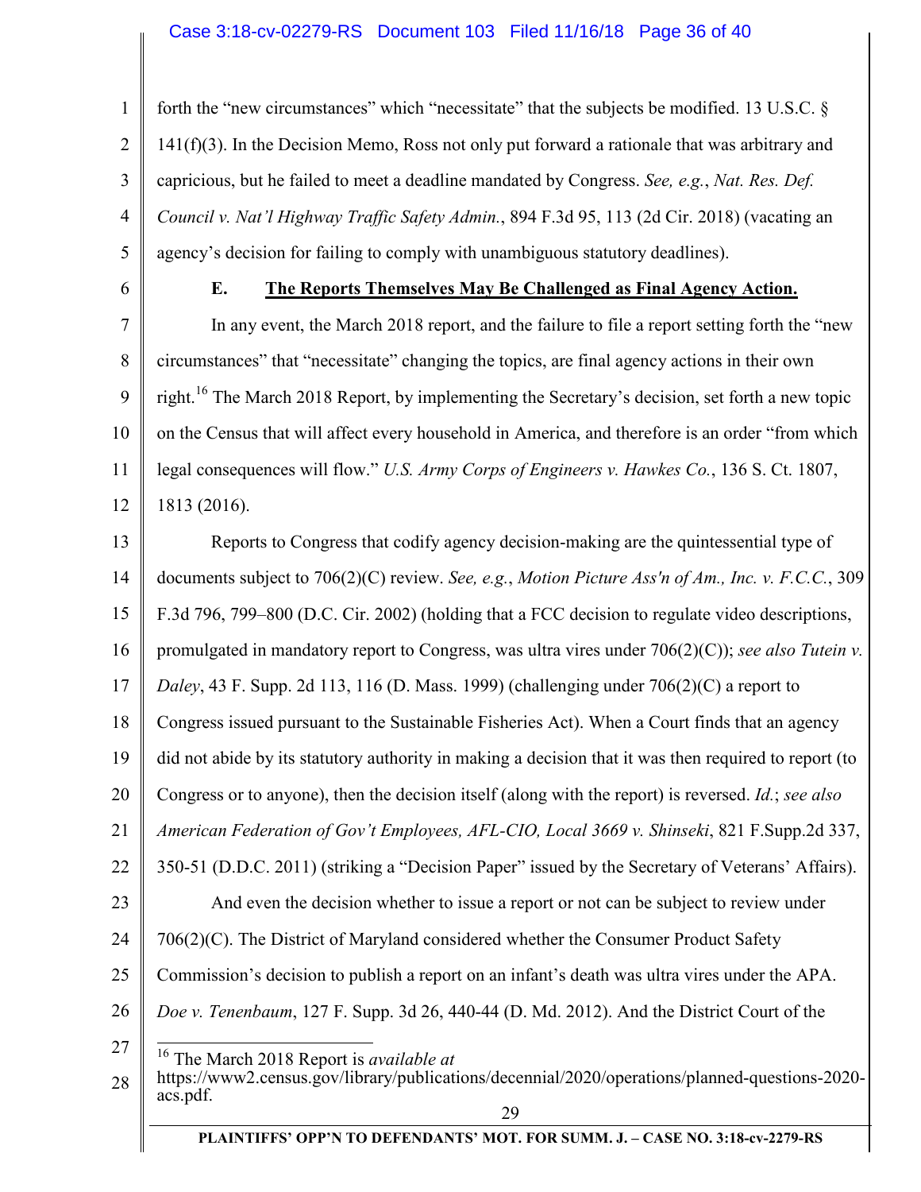forth the "new circumstances" which "necessitate" that the subjects be modified. 13 U.S.C. § 141(f)(3). In the Decision Memo, Ross not only put forward a rationale that was arbitrary and capricious, but he failed to meet a deadline mandated by Congress. *See, e.g.*, *Nat. Res. Def. Council v. Nat'l Highway Traffic Safety Admin.*, 894 F.3d 95, 113 (2d Cir. 2018) (vacating an agency's decision for failing to comply with unambiguous statutory deadlines).

### E. The Reports Themselves May Be Challenged as Final Agency Action.

In any event, the March 2018 report, and the failure to file a report setting forth the "new circumstances" that "necessitate" changing the topics, are final agency actions in their own right.[16] The March 2018 Report, by implementing the Secretary's decision, set forth a new topic on the Census that will affect every household in America, and therefore is an order "from which legal consequences will flow." *U.S. Army Corps of Engineers v. Hawkes Co.*, 136 S. Ct. 1807, 1813 (2016).

Reports to Congress that codify agency decision-making are the quintessential type of documents subject to 706(2)(C) review. *See, e.g.*, *Motion Picture Ass'n of Am., Inc. v. F.C.C.*, 309 F.3d 796, 799–800 (D.C. Cir. 2002) (holding that a FCC decision to regulate video descriptions, promulgated in mandatory report to Congress, was ultra vires under 706(2)(C)); *see also Tutein v. Daley*, 43 F. Supp. 2d 113, 116 (D. Mass. 1999) (challenging under 706(2)(C) a report to Congress issued pursuant to the Sustainable Fisheries Act). When a Court finds that an agency did not abide by its statutory authority in making a decision that it was then required to report (to Congress or to anyone), then the decision itself (along with the report) is reversed. *Id.*; *see also American Federation of Gov't Employees, AFL-CIO, Local 3669 v. Shinseki*, 821 F.Supp.2d 337, 350-51 (D.D.C. 2011) (striking a "Decision Paper" issued by the Secretary of Veterans' Affairs).

And even the decision whether to issue a report or not can be subject to review under 706(2)(C). The District of Maryland considered whether the Consumer Product Safety Commission's decision to publish a report on an infant's death was ultra vires under the APA. *Doe v. Tenenbaum*, 127 F. Supp. 3d 26, 440-44 (D. Md. 2012). And the District Court of the

---

[16] The March 2018 Report is *available at* https://www2.census.gov/library/publications/decennial/2020/operations/planned-questions-2020-acs.pdf.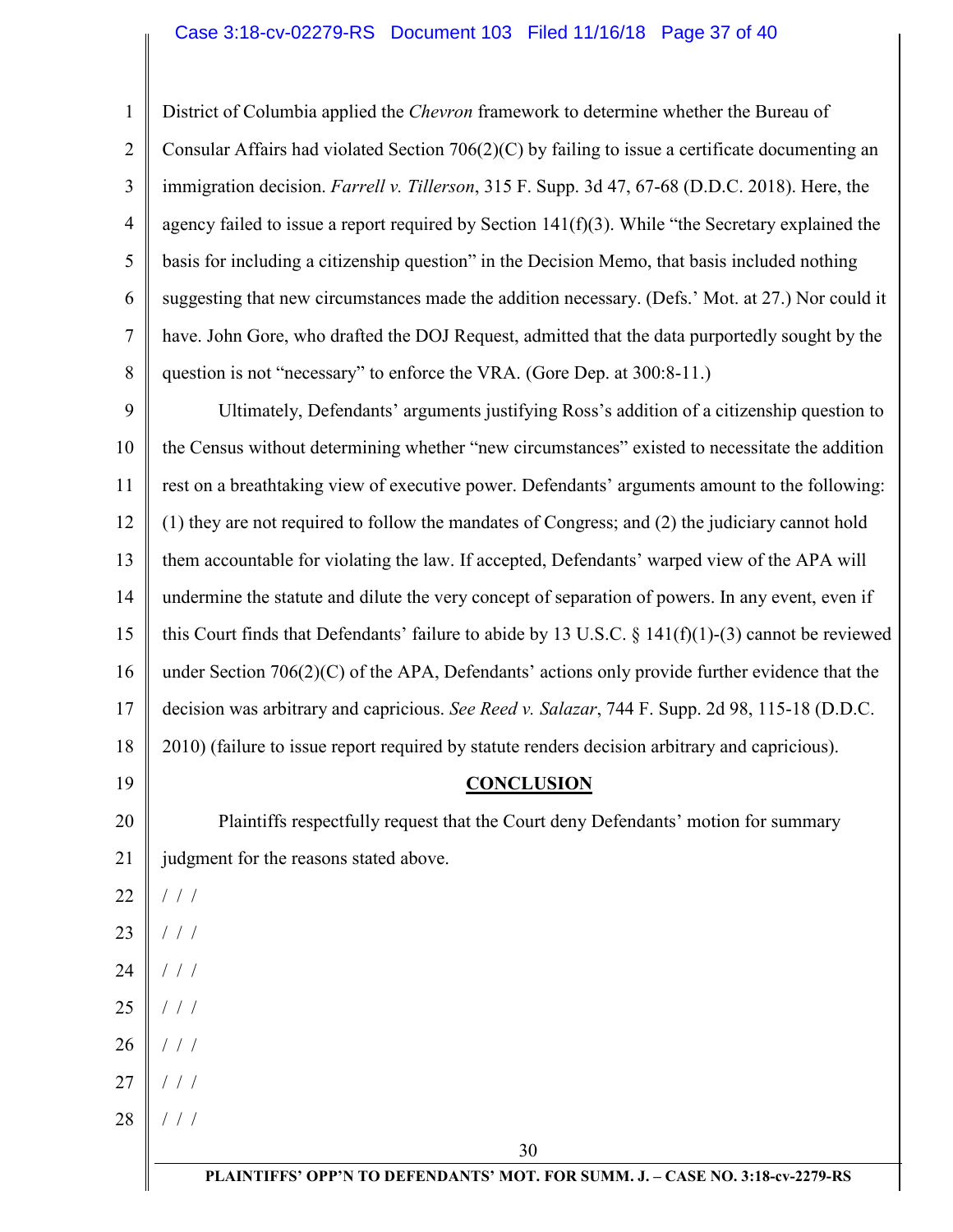District of Columbia applied the *Chevron* framework to determine whether the Bureau of Consular Affairs had violated Section 706(2)(C) by failing to issue a certificate documenting an immigration decision. *Farrell v. Tillerson*, 315 F. Supp. 3d 47, 67-68 (D.D.C. 2018). Here, the agency failed to issue a report required by Section 141(f)(3). While "the Secretary explained the basis for including a citizenship question" in the Decision Memo, that basis included nothing suggesting that new circumstances made the addition necessary. (Defs.' Mot. at 27.) Nor could it have. John Gore, who drafted the DOJ Request, admitted that the data purportedly sought by the question is not "necessary" to enforce the VRA. (Gore Dep. at 300:8-11.)

Ultimately, Defendants' arguments justifying Ross's addition of a citizenship question to the Census without determining whether "new circumstances" existed to necessitate the addition rest on a breathtaking view of executive power. Defendants' arguments amount to the following: (1) they are not required to follow the mandates of Congress; and (2) the judiciary cannot hold them accountable for violating the law. If accepted, Defendants' warped view of the APA will undermine the statute and dilute the very concept of separation of powers. In any event, even if this Court finds that Defendants' failure to abide by 13 U.S.C. § 141(f)(1)-(3) cannot be reviewed under Section 706(2)(C) of the APA, Defendants' actions only provide further evidence that the decision was arbitrary and capricious. *See Reed v. Salazar*, 744 F. Supp. 2d 98, 115-18 (D.D.C. 2010) (failure to issue report required by statute renders decision arbitrary and capricious).

## **CONCLUSION**

Plaintiffs respectfully request that the Court deny Defendants' motion for summary judgment for the reasons stated above.

/ / /

/ / /

/ / /

/ / /

/ / /

/ / /

/ / /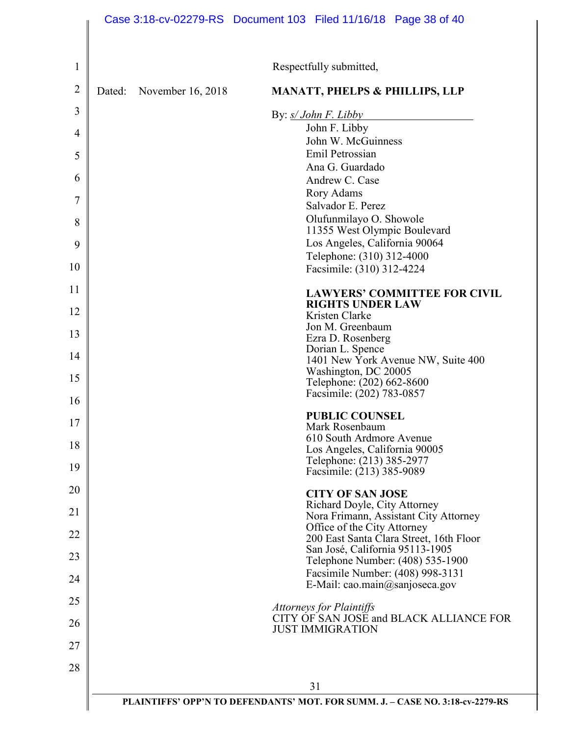Respectfully submitted,

Dated: November 16, 2018

**MANATT, PHELPS & PHILLIPS, LLP**

By: *s/ John F. Libby*

John F. Libby
John W. McGuinness
Emil Petrossian
Ana G. Guardado
Andrew C. Case
Rory Adams
Salvador E. Perez
Olufunmilayo O. Showole
11355 West Olympic Boulevard
Los Angeles, California 90064
Telephone: (310) 312-4000
Facsimile: (310) 312-4224

**LAWYERS' COMMITTEE FOR CIVIL RIGHTS UNDER LAW**
Kristen Clarke
Jon M. Greenbaum
Ezra D. Rosenberg
Dorian L. Spence
1401 New York Avenue NW, Suite 400
Washington, DC 20005
Telephone: (202) 662-8600
Facsimile: (202) 783-0857

**PUBLIC COUNSEL**
Mark Rosenbaum
610 South Ardmore Avenue
Los Angeles, California 90005
Telephone: (213) 385-2977
Facsimile: (213) 385-9089

**CITY OF SAN JOSE**
Richard Doyle, City Attorney
Nora Frimann, Assistant City Attorney
Office of the City Attorney
200 East Santa Clara Street, 16th Floor
San José, California 95113-1905
Telephone Number: (408) 535-1900
Facsimile Number: (408) 998-3131
E-Mail: cao.main@sanjoseca.gov

*Attorneys for Plaintiffs*
CITY OF SAN JOSE and BLACK ALLIANCE FOR JUST IMMIGRATION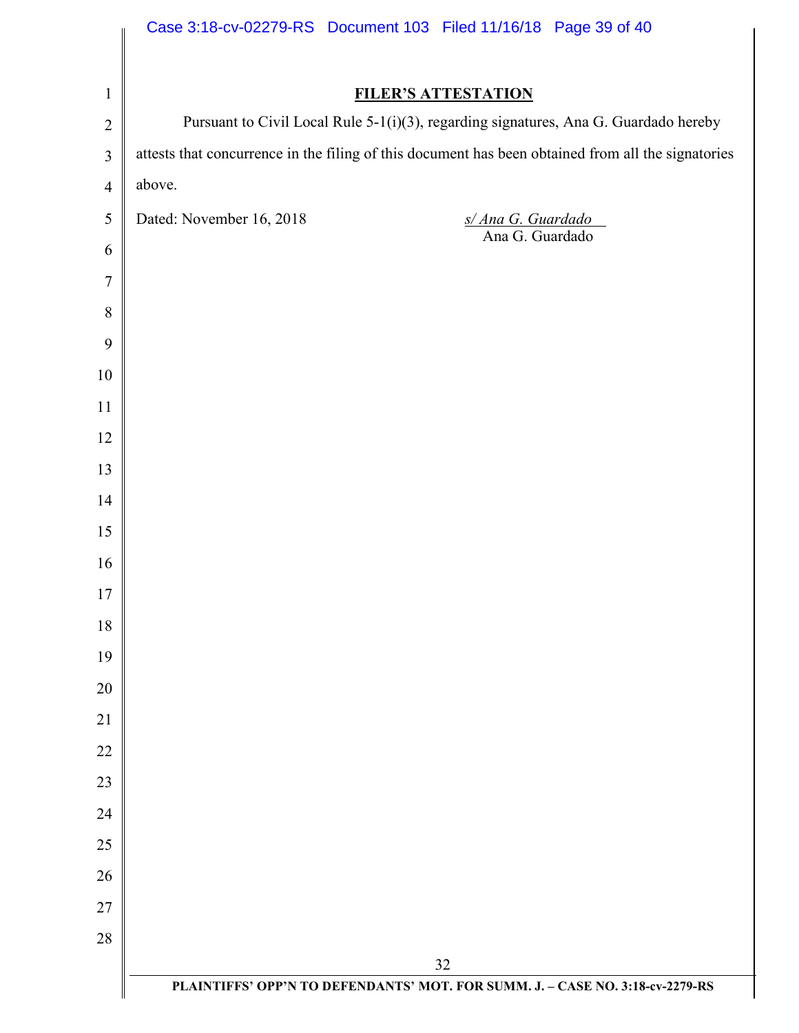**FILER'S ATTESTATION**

Pursuant to Civil Local Rule 5-1(i)(3), regarding signatures, Ana G. Guardado hereby attests that concurrence in the filing of this document has been obtained from all the signatories above.

Dated: November 16, 2018

*s/ Ana G. Guardado*
Ana G. Guardado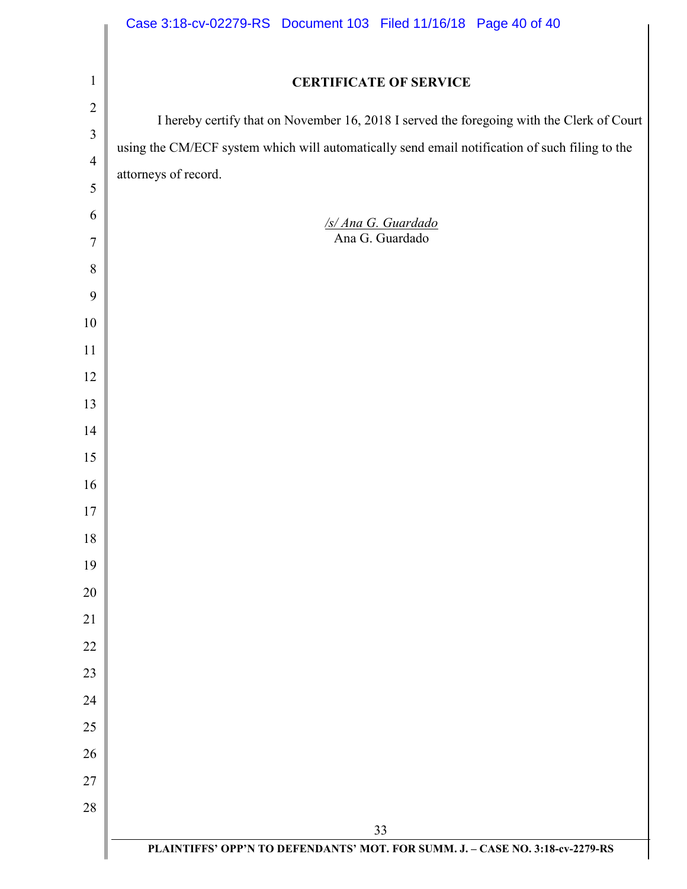# CERTIFICATE OF SERVICE

I hereby certify that on November 16, 2018 I served the foregoing with the Clerk of Court using the CM/ECF system which will automatically send email notification of such filing to the attorneys of record.

*/s/ Ana G. Guardado*
Ana G. Guardado